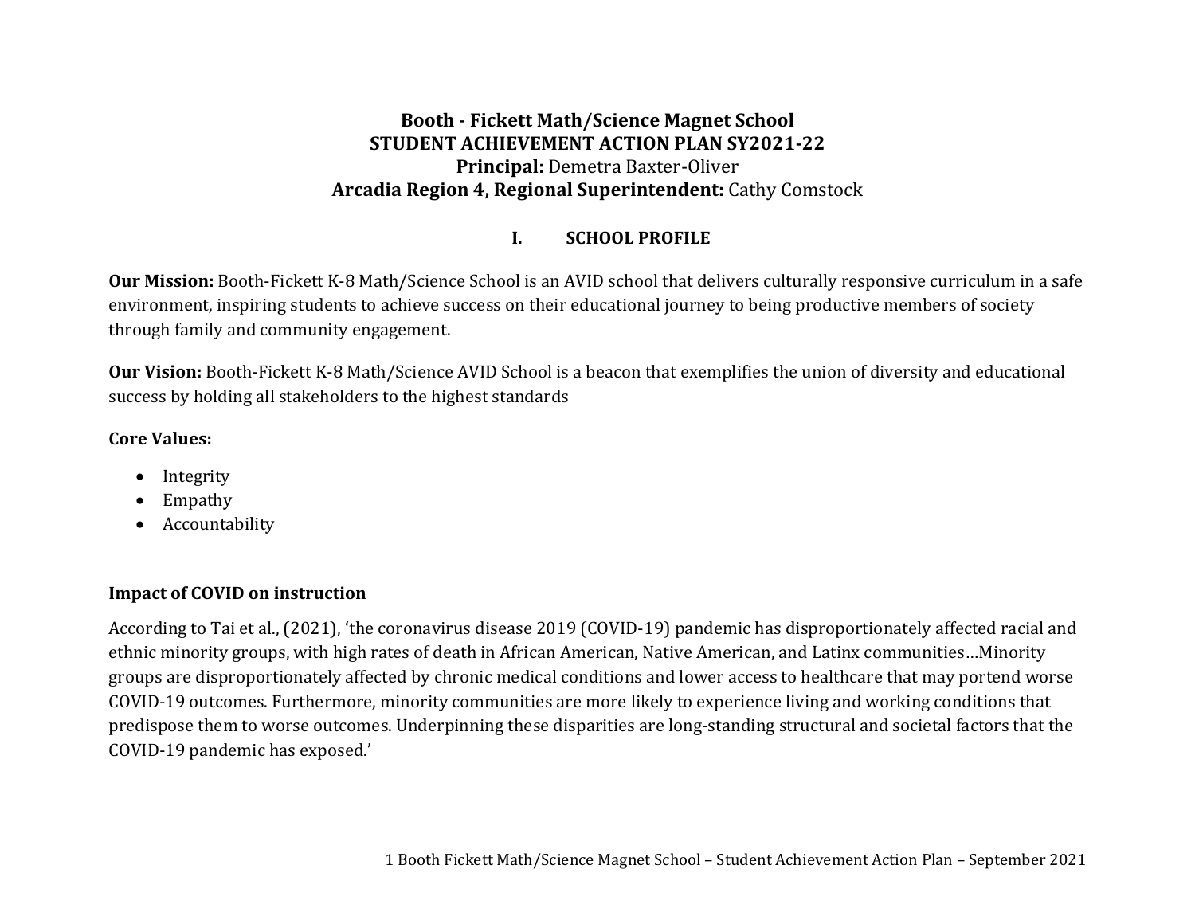# Booth - Fickett Math/Science Magnet School
## STUDENT ACHIEVEMENT ACTION PLAN SY2021-22
**Principal:** Demetra Baxter-Oliver
**Arcadia Region 4, Regional Superintendent:** Cathy Comstock

## I. SCHOOL PROFILE

**Our Mission:** Booth-Fickett K-8 Math/Science School is an AVID school that delivers culturally responsive curriculum in a safe environment, inspiring students to achieve success on their educational journey to being productive members of society through family and community engagement.

**Our Vision:** Booth-Fickett K-8 Math/Science AVID School is a beacon that exemplifies the union of diversity and educational success by holding all stakeholders to the highest standards

**Core Values:**

- Integrity
- Empathy
- Accountability

### Impact of COVID on instruction

According to Tai et al., (2021), 'the coronavirus disease 2019 (COVID-19) pandemic has disproportionately affected racial and ethnic minority groups, with high rates of death in African American, Native American, and Latinx communities…Minority groups are disproportionately affected by chronic medical conditions and lower access to healthcare that may portend worse COVID-19 outcomes. Furthermore, minority communities are more likely to experience living and working conditions that predispose them to worse outcomes. Underpinning these disparities are long-standing structural and societal factors that the COVID-19 pandemic has exposed.'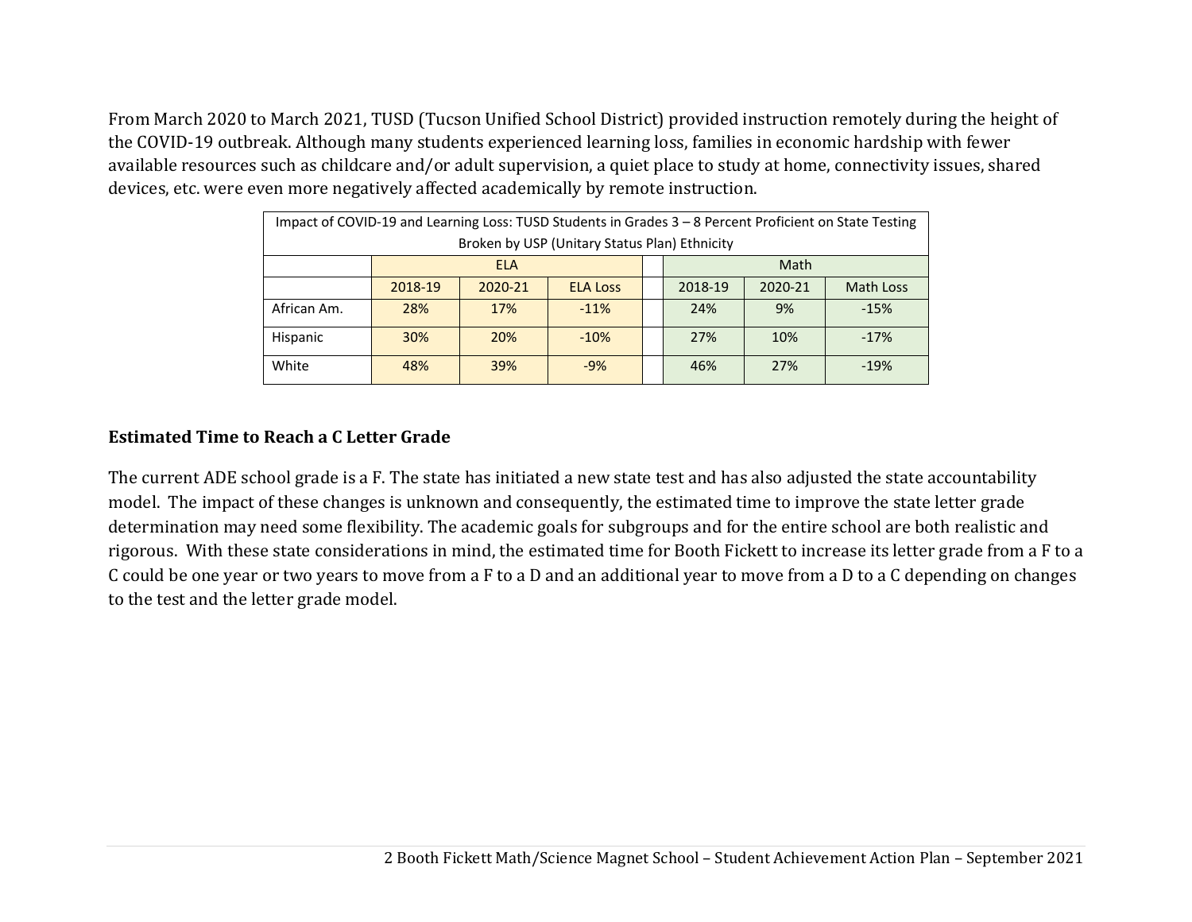From March 2020 to March 2021, TUSD (Tucson Unified School District) provided instruction remotely during the height of the COVID-19 outbreak. Although many students experienced learning loss, families in economic hardship with fewer available resources such as childcare and/or adult supervision, a quiet place to study at home, connectivity issues, shared devices, etc. were even more negatively affected academically by remote instruction.

| Impact of COVID-19 and Learning Loss: TUSD Students in Grades 3 – 8 Percent Proficient on State Testing Broken by USP (Unitary Status Plan) Ethnicity | | | | | | | |
|---|---|---|---|---|---|---|---|
| | ELA | | | | Math | | |
| | 2018-19 | 2020-21 | ELA Loss | | 2018-19 | 2020-21 | Math Loss |
| African Am. | 28% | 17% | -11% | | 24% | 9% | -15% |
| Hispanic | 30% | 20% | -10% | | 27% | 10% | -17% |
| White | 48% | 39% | -9% | | 46% | 27% | -19% |

**Estimated Time to Reach a C Letter Grade**

The current ADE school grade is a F. The state has initiated a new state test and has also adjusted the state accountability model. The impact of these changes is unknown and consequently, the estimated time to improve the state letter grade determination may need some flexibility. The academic goals for subgroups and for the entire school are both realistic and rigorous. With these state considerations in mind, the estimated time for Booth Fickett to increase its letter grade from a F to a C could be one year or two years to move from a F to a D and an additional year to move from a D to a C depending on changes to the test and the letter grade model.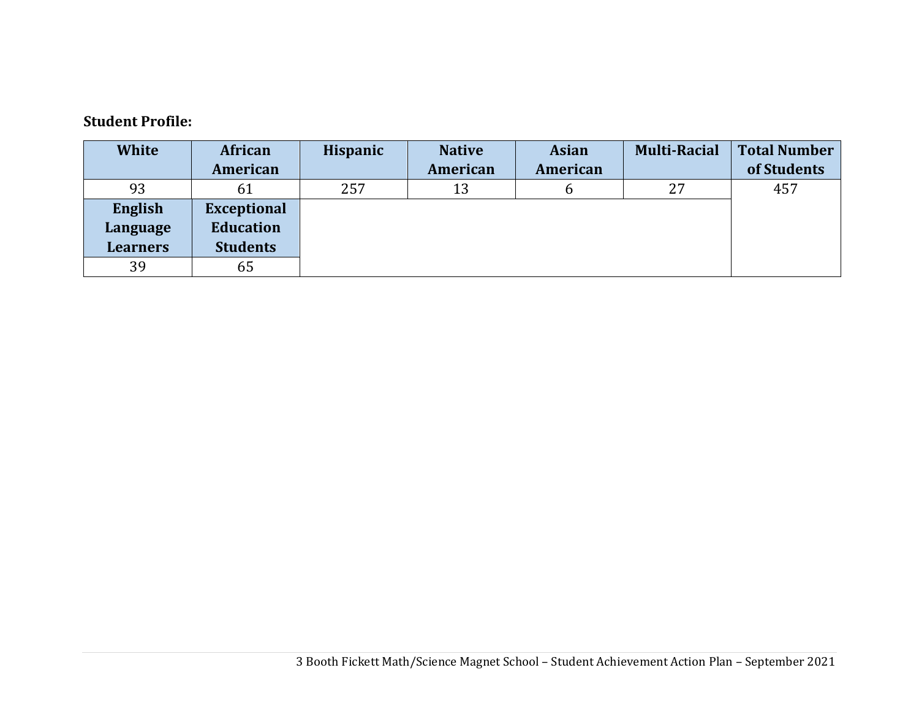**Student Profile:**

| White | African American | Hispanic | Native American | Asian American | Multi-Racial | Total Number of Students |
|---|---|---|---|---|---|---|
| 93 | 61 | 257 | 13 | 6 | 27 | 457 |
| **English Language Learners** | **Exceptional Education Students** | | | | | |
| 39 | 65 | | | | | |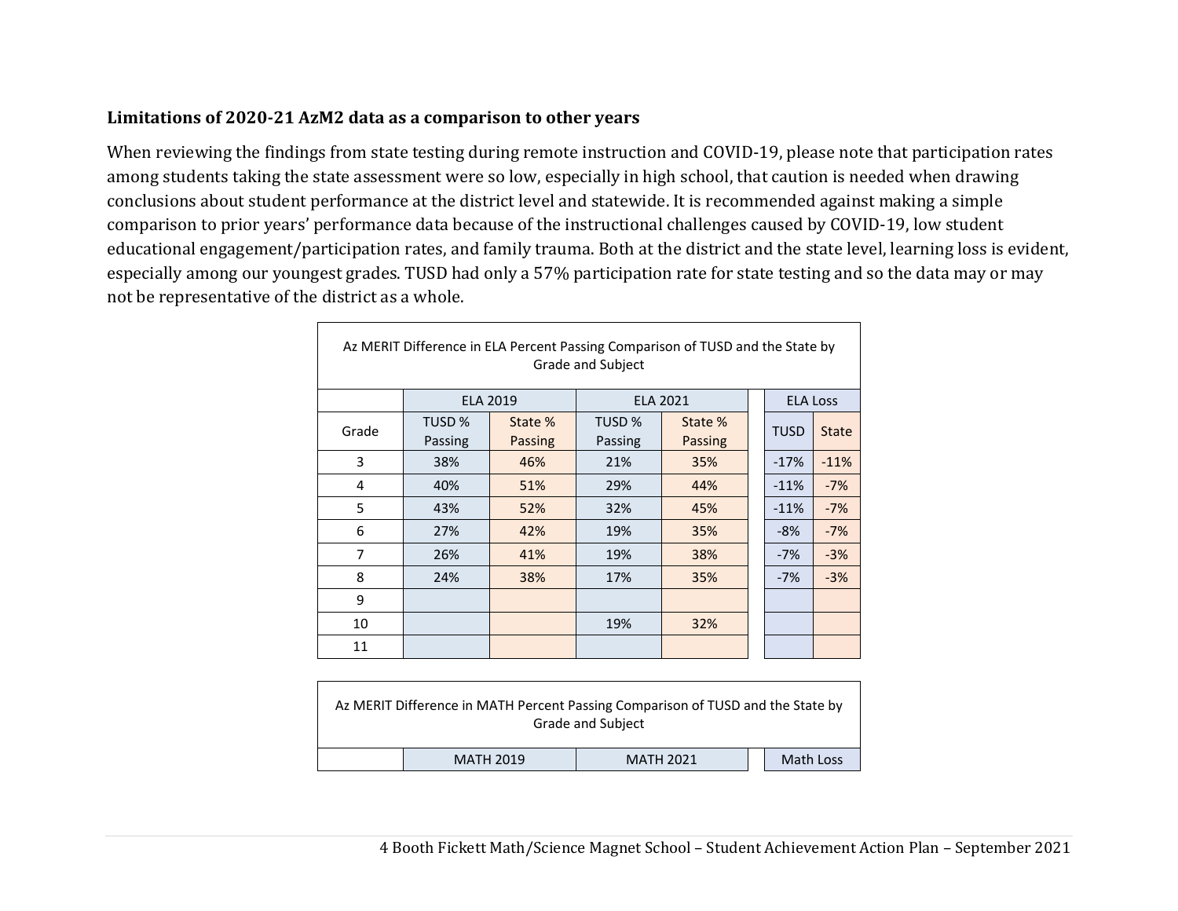### Limitations of 2020-21 AzM2 data as a comparison to other years

When reviewing the findings from state testing during remote instruction and COVID-19, please note that participation rates among students taking the state assessment were so low, especially in high school, that caution is needed when drawing conclusions about student performance at the district level and statewide. It is recommended against making a simple comparison to prior years' performance data because of the instructional challenges caused by COVID-19, low student educational engagement/participation rates, and family trauma. Both at the district and the state level, learning loss is evident, especially among our youngest grades. TUSD had only a 57% participation rate for state testing and so the data may or may not be representative of the district as a whole.

Az MERIT Difference in ELA Percent Passing Comparison of TUSD and the State by Grade and Subject

| | ELA 2019 | | ELA 2021 | | ELA Loss | |
|---|---|---|---|---|---|---|
| Grade | TUSD % Passing | State % Passing | TUSD % Passing | State % Passing | TUSD | State |
| 3 | 38% | 46% | 21% | 35% | -17% | -11% |
| 4 | 40% | 51% | 29% | 44% | -11% | -7% |
| 5 | 43% | 52% | 32% | 45% | -11% | -7% |
| 6 | 27% | 42% | 19% | 35% | -8% | -7% |
| 7 | 26% | 41% | 19% | 38% | -7% | -3% |
| 8 | 24% | 38% | 17% | 35% | -7% | -3% |
| 9 | | | | | | |
| 10 | | | 19% | 32% | | |
| 11 | | | | | | |

Az MERIT Difference in MATH Percent Passing Comparison of TUSD and the State by Grade and Subject

| | MATH 2019 | | MATH 2021 | | Math Loss | |
|---|---|---|---|---|---|---|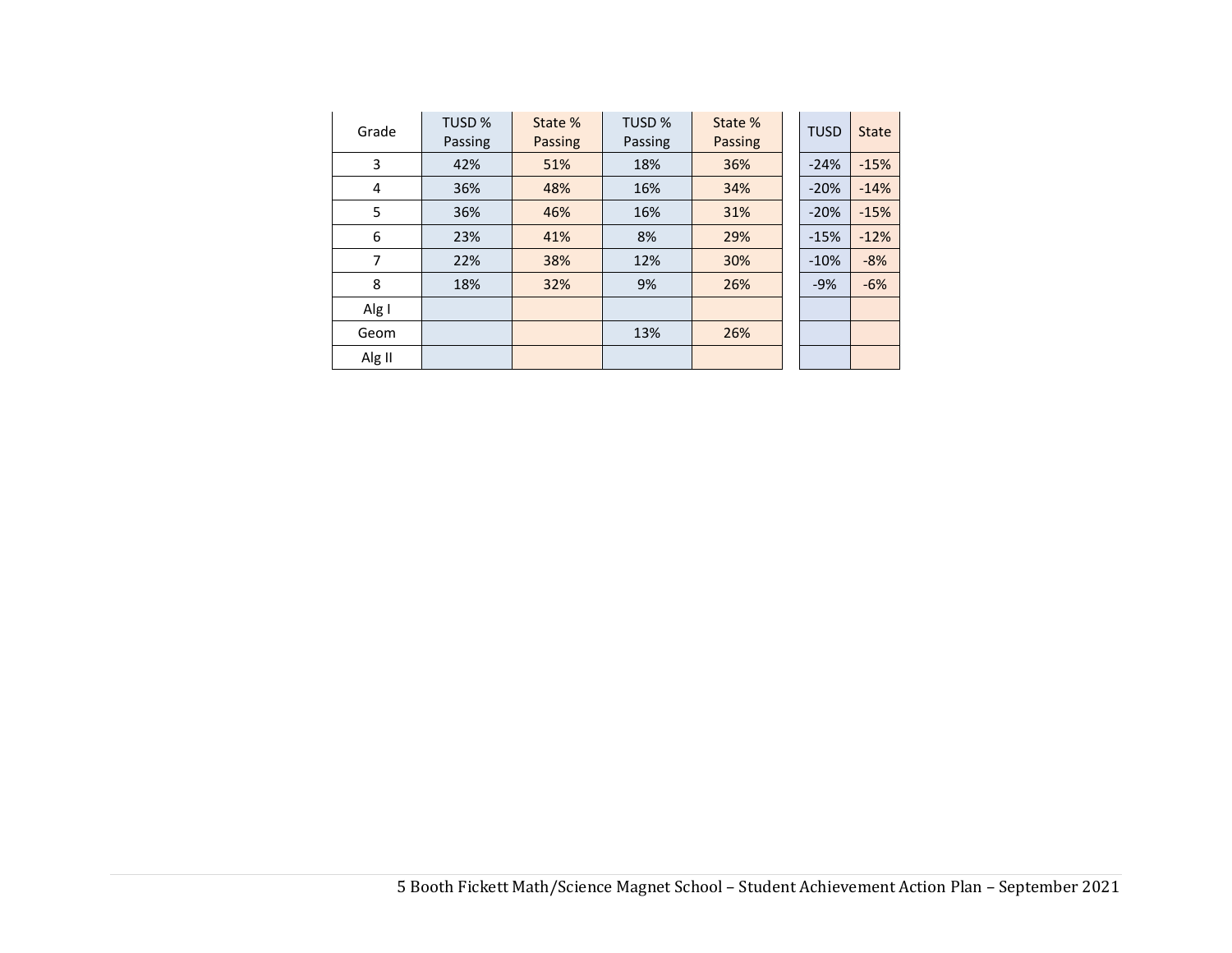| Grade | TUSD % Passing | State % Passing | TUSD % Passing | State % Passing | TUSD | State |
|---|---|---|---|---|---|---|
| 3 | 42% | 51% | 18% | 36% | -24% | -15% |
| 4 | 36% | 48% | 16% | 34% | -20% | -14% |
| 5 | 36% | 46% | 16% | 31% | -20% | -15% |
| 6 | 23% | 41% | 8% | 29% | -15% | -12% |
| 7 | 22% | 38% | 12% | 30% | -10% | -8% |
| 8 | 18% | 32% | 9% | 26% | -9% | -6% |
| Alg I | | | | | | |
| Geom | | | 13% | 26% | | |
| Alg II | | | | | | |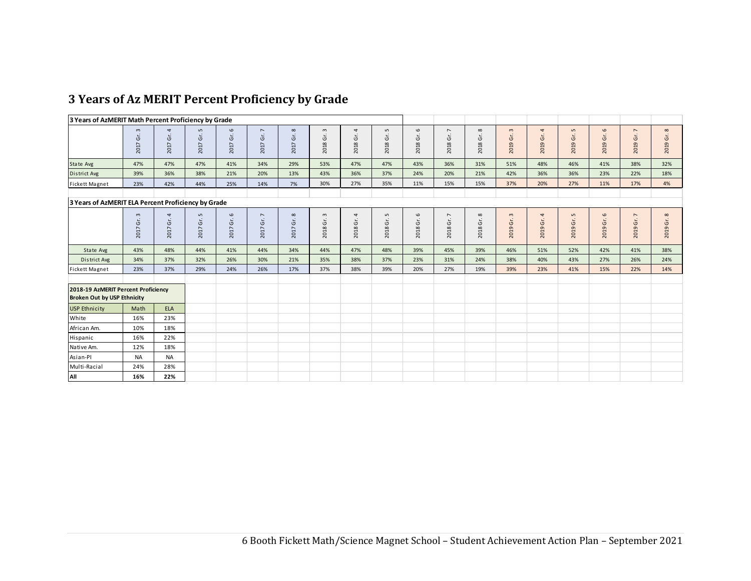# 3 Years of Az MERIT Percent Proficiency by Grade

**3 Years of AzMERIT Math Percent Proficiency by Grade**

| | 2017 Gr. 3 | 2017 Gr. 4 | 2017 Gr. 5 | 2017 Gr. 6 | 2017 Gr. 7 | 2017 Gr. 8 | 2018 Gr. 3 | 2018 Gr. 4 | 2018 Gr. 5 | 2018 Gr. 6 | 2018 Gr. 7 | 2018 Gr. 8 | 2019 Gr. 3 | 2019 Gr. 4 | 2019 Gr. 5 | 2019 Gr. 6 | 2019 Gr. 7 | 2019 Gr. 8 |
|---|---|---|---|---|---|---|---|---|---|---|---|---|---|---|---|---|---|---|
| State Avg | 47% | 47% | 47% | 41% | 34% | 29% | 53% | 47% | 47% | 43% | 36% | 31% | 51% | 48% | 46% | 41% | 38% | 32% |
| District Avg | 39% | 36% | 38% | 21% | 20% | 13% | 43% | 36% | 37% | 24% | 20% | 21% | 42% | 36% | 36% | 23% | 22% | 18% |
| Fickett Magnet | 23% | 42% | 44% | 25% | 14% | 7% | 30% | 27% | 35% | 11% | 15% | 15% | 37% | 20% | 27% | 11% | 17% | 4% |

**3 Years of AzMERIT ELA Percent Proficiency by Grade**

| | 2017 Gr. 3 | 2017 Gr. 4 | 2017 Gr. 5 | 2017 Gr. 6 | 2017 Gr. 7 | 2017 Gr. 8 | 2018 Gr. 3 | 2018 Gr. 4 | 2018 Gr. 5 | 2018 Gr. 6 | 2018 Gr. 7 | 2018 Gr. 8 | 2019 Gr. 3 | 2019 Gr. 4 | 2019 Gr. 5 | 2019 Gr. 6 | 2019 Gr. 7 | 2019 Gr. 8 |
|---|---|---|---|---|---|---|---|---|---|---|---|---|---|---|---|---|---|---|
| State Avg | 43% | 48% | 44% | 41% | 44% | 34% | 44% | 47% | 48% | 39% | 45% | 39% | 46% | 51% | 52% | 42% | 41% | 38% |
| District Avg | 34% | 37% | 32% | 26% | 30% | 21% | 35% | 38% | 37% | 23% | 31% | 24% | 38% | 40% | 43% | 27% | 26% | 24% |
| Fickett Magnet | 23% | 37% | 29% | 24% | 26% | 17% | 37% | 38% | 39% | 20% | 27% | 19% | 39% | 23% | 41% | 15% | 22% | 14% |

**2018-19 AzMERIT Percent Proficiency Broken Out by USP Ethnicity**

| USP Ethnicity | Math | ELA |
|---|---|---|
| White | 16% | 23% |
| African Am. | 10% | 18% |
| Hispanic | 16% | 22% |
| Native Am. | 12% | 18% |
| Asian-PI | NA | NA |
| Multi-Racial | 24% | 28% |
| **All** | **16%** | **22%** |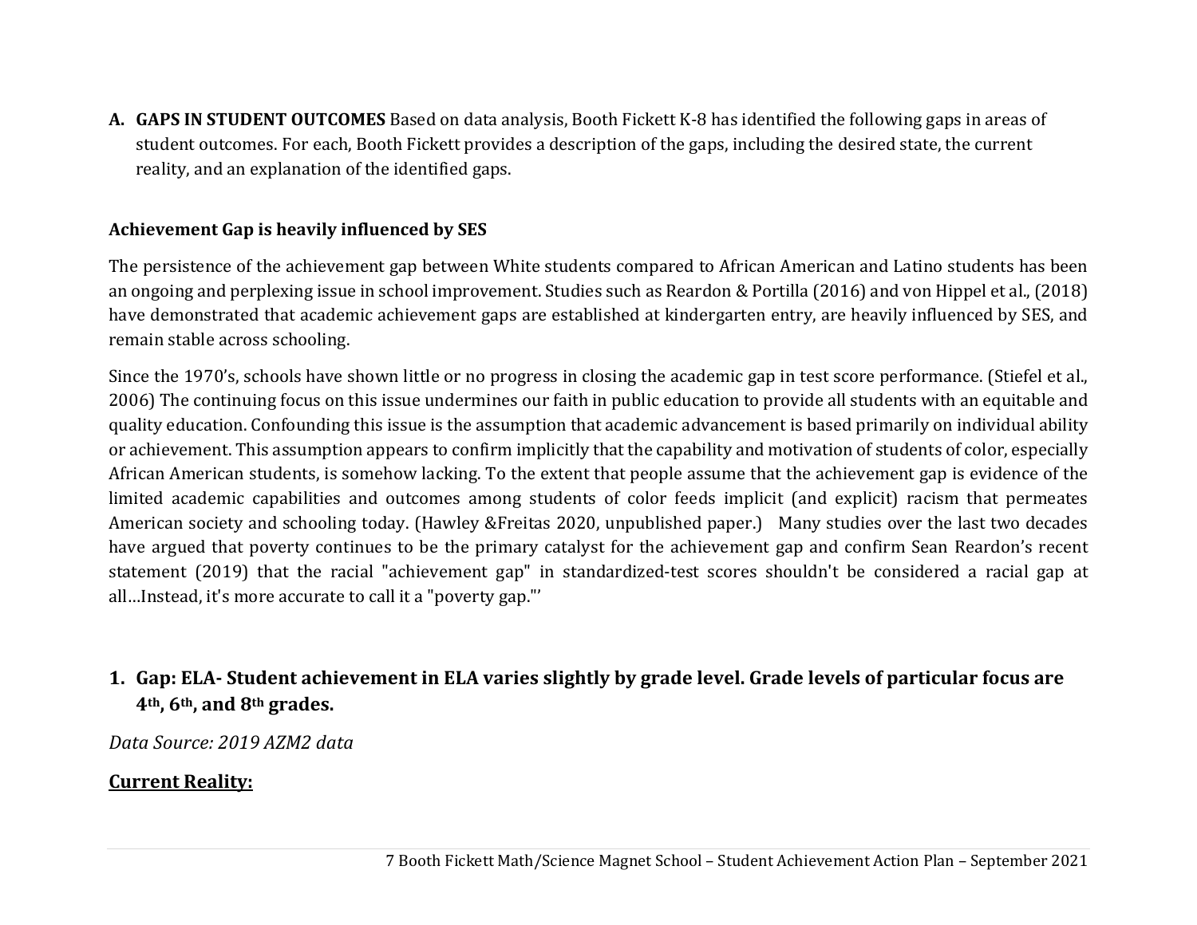**A. GAPS IN STUDENT OUTCOMES** Based on data analysis, Booth Fickett K-8 has identified the following gaps in areas of student outcomes. For each, Booth Fickett provides a description of the gaps, including the desired state, the current reality, and an explanation of the identified gaps.

**Achievement Gap is heavily influenced by SES**

The persistence of the achievement gap between White students compared to African American and Latino students has been an ongoing and perplexing issue in school improvement. Studies such as Reardon & Portilla (2016) and von Hippel et al., (2018) have demonstrated that academic achievement gaps are established at kindergarten entry, are heavily influenced by SES, and remain stable across schooling.

Since the 1970's, schools have shown little or no progress in closing the academic gap in test score performance. (Stiefel et al., 2006) The continuing focus on this issue undermines our faith in public education to provide all students with an equitable and quality education. Confounding this issue is the assumption that academic advancement is based primarily on individual ability or achievement. This assumption appears to confirm implicitly that the capability and motivation of students of color, especially African American students, is somehow lacking. To the extent that people assume that the achievement gap is evidence of the limited academic capabilities and outcomes among students of color feeds implicit (and explicit) racism that permeates American society and schooling today. (Hawley &Freitas 2020, unpublished paper.) Many studies over the last two decades have argued that poverty continues to be the primary catalyst for the achievement gap and confirm Sean Reardon's recent statement (2019) that the racial "achievement gap" in standardized-test scores shouldn't be considered a racial gap at all…Instead, it's more accurate to call it a "poverty gap."'

## 1. Gap: ELA- Student achievement in ELA varies slightly by grade level. Grade levels of particular focus are 4th, 6th, and 8th grades.

*Data Source: 2019 AZM2 data*

**Current Reality:**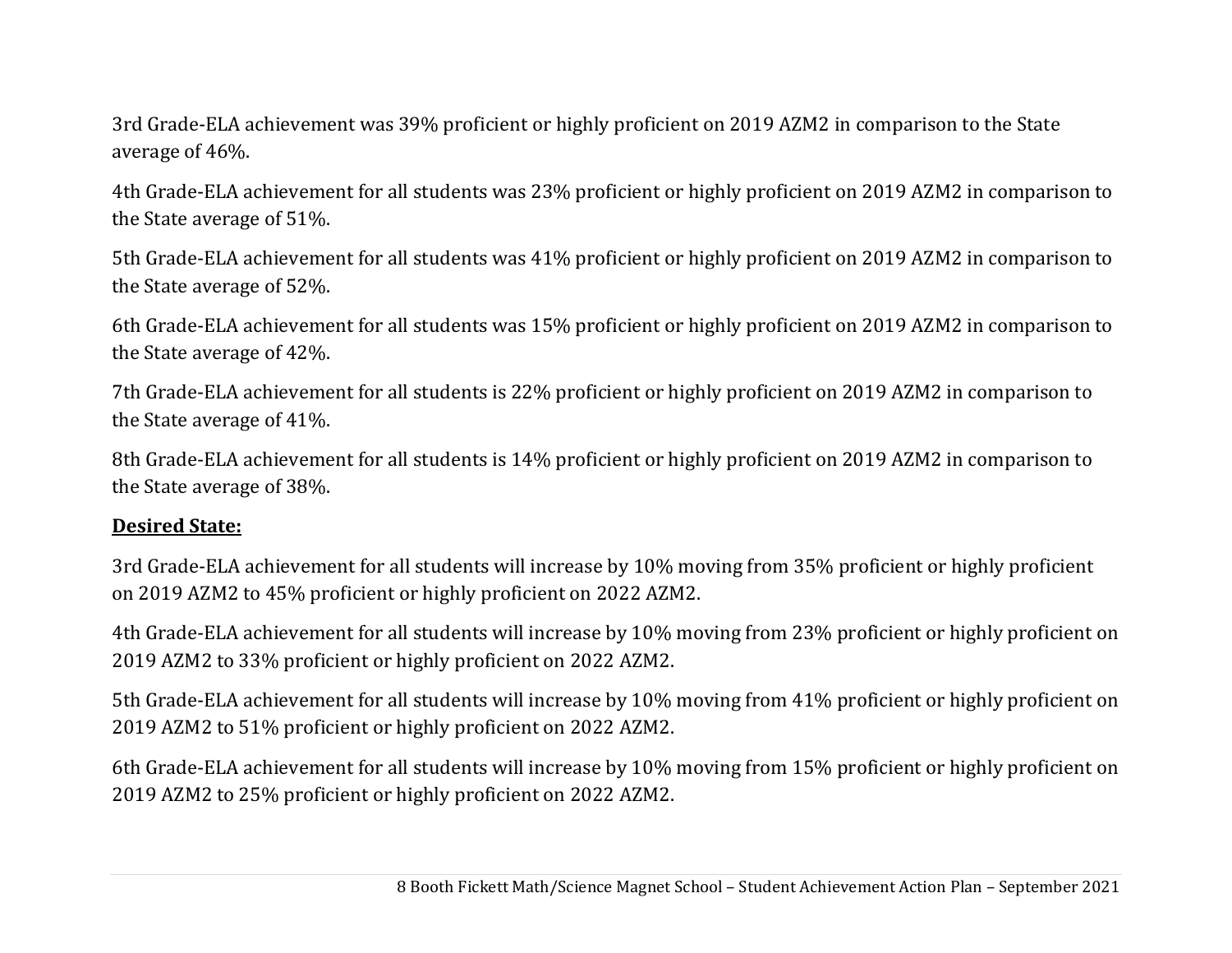3rd Grade-ELA achievement was 39% proficient or highly proficient on 2019 AZM2 in comparison to the State average of 46%.

4th Grade-ELA achievement for all students was 23% proficient or highly proficient on 2019 AZM2 in comparison to the State average of 51%.

5th Grade-ELA achievement for all students was 41% proficient or highly proficient on 2019 AZM2 in comparison to the State average of 52%.

6th Grade-ELA achievement for all students was 15% proficient or highly proficient on 2019 AZM2 in comparison to the State average of 42%.

7th Grade-ELA achievement for all students is 22% proficient or highly proficient on 2019 AZM2 in comparison to the State average of 41%.

8th Grade-ELA achievement for all students is 14% proficient or highly proficient on 2019 AZM2 in comparison to the State average of 38%.

**Desired State:**

3rd Grade-ELA achievement for all students will increase by 10% moving from 35% proficient or highly proficient on 2019 AZM2 to 45% proficient or highly proficient on 2022 AZM2.

4th Grade-ELA achievement for all students will increase by 10% moving from 23% proficient or highly proficient on 2019 AZM2 to 33% proficient or highly proficient on 2022 AZM2.

5th Grade-ELA achievement for all students will increase by 10% moving from 41% proficient or highly proficient on 2019 AZM2 to 51% proficient or highly proficient on 2022 AZM2.

6th Grade-ELA achievement for all students will increase by 10% moving from 15% proficient or highly proficient on 2019 AZM2 to 25% proficient or highly proficient on 2022 AZM2.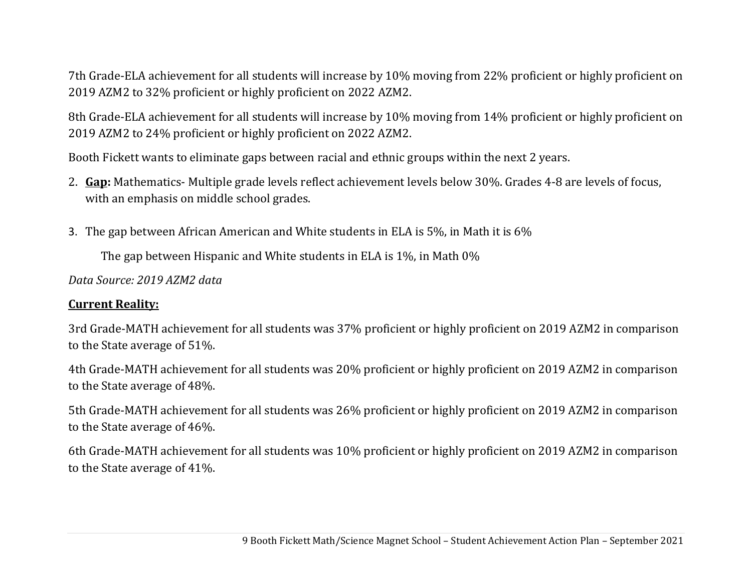7th Grade-ELA achievement for all students will increase by 10% moving from 22% proficient or highly proficient on 2019 AZM2 to 32% proficient or highly proficient on 2022 AZM2.

8th Grade-ELA achievement for all students will increase by 10% moving from 14% proficient or highly proficient on 2019 AZM2 to 24% proficient or highly proficient on 2022 AZM2.

Booth Fickett wants to eliminate gaps between racial and ethnic groups within the next 2 years.

2. **<u>Gap</u>:** Mathematics- Multiple grade levels reflect achievement levels below 30%. Grades 4-8 are levels of focus, with an emphasis on middle school grades.

3. The gap between African American and White students in ELA is 5%, in Math it is 6%

   The gap between Hispanic and White students in ELA is 1%, in Math 0%

*Data Source: 2019 AZM2 data*

**<u>Current Reality:</u>**

3rd Grade-MATH achievement for all students was 37% proficient or highly proficient on 2019 AZM2 in comparison to the State average of 51%.

4th Grade-MATH achievement for all students was 20% proficient or highly proficient on 2019 AZM2 in comparison to the State average of 48%.

5th Grade-MATH achievement for all students was 26% proficient or highly proficient on 2019 AZM2 in comparison to the State average of 46%.

6th Grade-MATH achievement for all students was 10% proficient or highly proficient on 2019 AZM2 in comparison to the State average of 41%.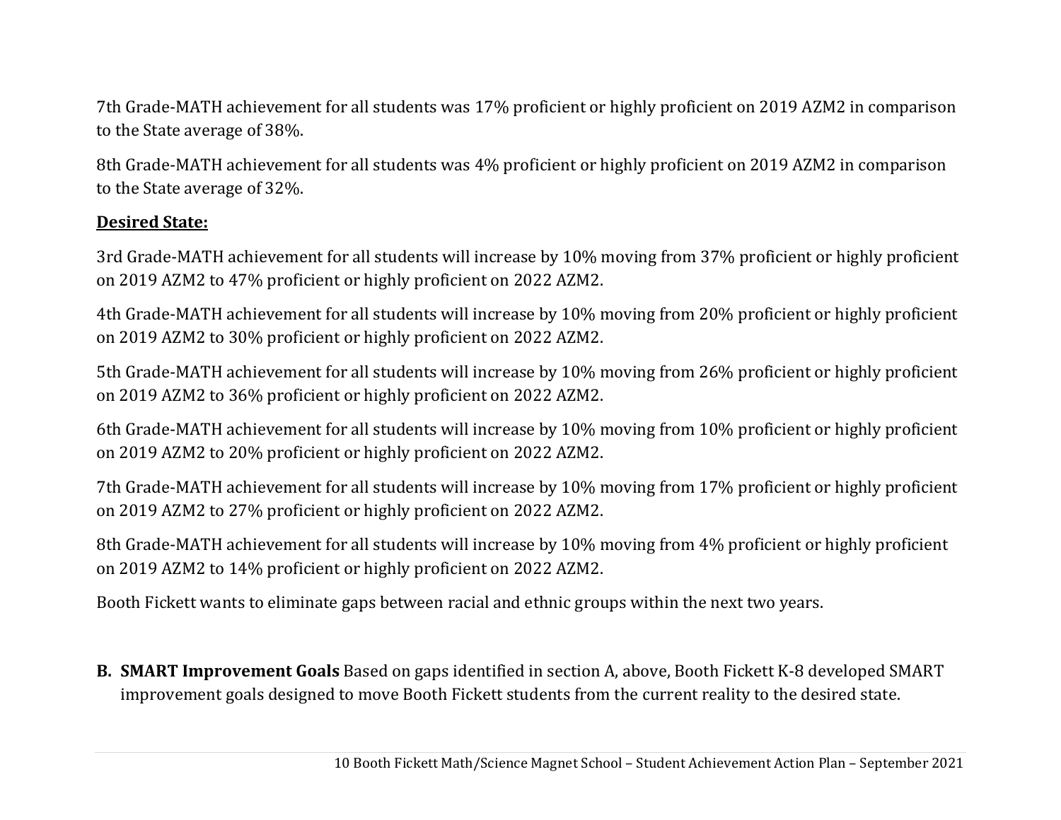7th Grade-MATH achievement for all students was 17% proficient or highly proficient on 2019 AZM2 in comparison to the State average of 38%.

8th Grade-MATH achievement for all students was 4% proficient or highly proficient on 2019 AZM2 in comparison to the State average of 32%.

**Desired State:**

3rd Grade-MATH achievement for all students will increase by 10% moving from 37% proficient or highly proficient on 2019 AZM2 to 47% proficient or highly proficient on 2022 AZM2.

4th Grade-MATH achievement for all students will increase by 10% moving from 20% proficient or highly proficient on 2019 AZM2 to 30% proficient or highly proficient on 2022 AZM2.

5th Grade-MATH achievement for all students will increase by 10% moving from 26% proficient or highly proficient on 2019 AZM2 to 36% proficient or highly proficient on 2022 AZM2.

6th Grade-MATH achievement for all students will increase by 10% moving from 10% proficient or highly proficient on 2019 AZM2 to 20% proficient or highly proficient on 2022 AZM2.

7th Grade-MATH achievement for all students will increase by 10% moving from 17% proficient or highly proficient on 2019 AZM2 to 27% proficient or highly proficient on 2022 AZM2.

8th Grade-MATH achievement for all students will increase by 10% moving from 4% proficient or highly proficient on 2019 AZM2 to 14% proficient or highly proficient on 2022 AZM2.

Booth Fickett wants to eliminate gaps between racial and ethnic groups within the next two years.

**B. SMART Improvement Goals** Based on gaps identified in section A, above, Booth Fickett K-8 developed SMART improvement goals designed to move Booth Fickett students from the current reality to the desired state.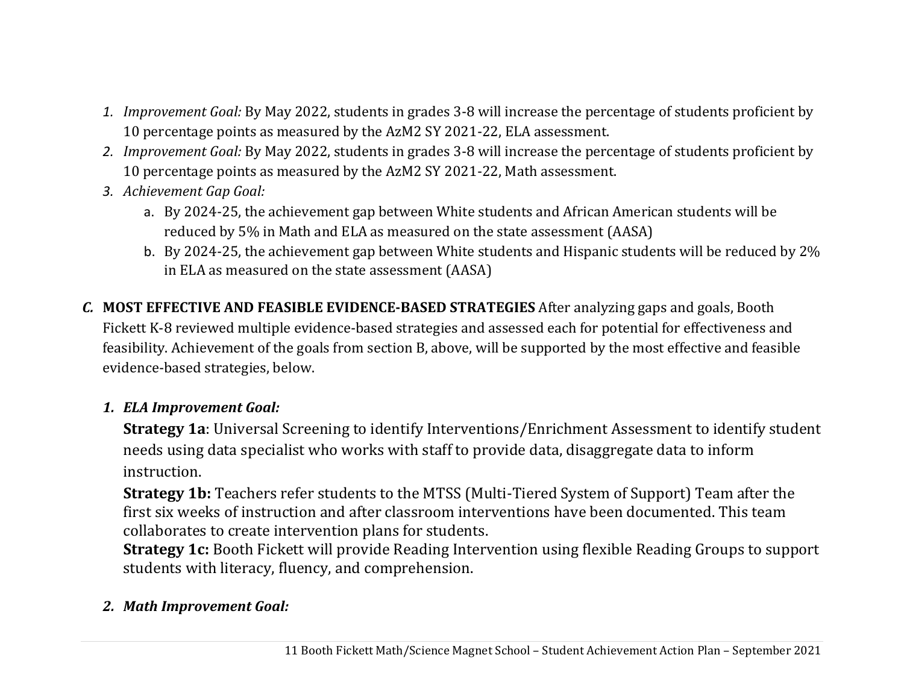1. *Improvement Goal:* By May 2022, students in grades 3-8 will increase the percentage of students proficient by 10 percentage points as measured by the AzM2 SY 2021-22, ELA assessment.
2. *Improvement Goal:* By May 2022, students in grades 3-8 will increase the percentage of students proficient by 10 percentage points as measured by the AzM2 SY 2021-22, Math assessment.
3. *Achievement Gap Goal:*
   a. By 2024-25, the achievement gap between White students and African American students will be reduced by 5% in Math and ELA as measured on the state assessment (AASA)
   b. By 2024-25, the achievement gap between White students and Hispanic students will be reduced by 2% in ELA as measured on the state assessment (AASA)

***C.*** **MOST EFFECTIVE AND FEASIBLE EVIDENCE-BASED STRATEGIES** After analyzing gaps and goals, Booth Fickett K-8 reviewed multiple evidence-based strategies and assessed each for potential for effectiveness and feasibility. Achievement of the goals from section B, above, will be supported by the most effective and feasible evidence-based strategies, below.

1. ***ELA Improvement Goal:***

   **Strategy 1a**: Universal Screening to identify Interventions/Enrichment Assessment to identify student needs using data specialist who works with staff to provide data, disaggregate data to inform instruction.

   **Strategy 1b:** Teachers refer students to the MTSS (Multi-Tiered System of Support) Team after the first six weeks of instruction and after classroom interventions have been documented. This team collaborates to create intervention plans for students.

   **Strategy 1c:** Booth Fickett will provide Reading Intervention using flexible Reading Groups to support students with literacy, fluency, and comprehension.

2. ***Math Improvement Goal:***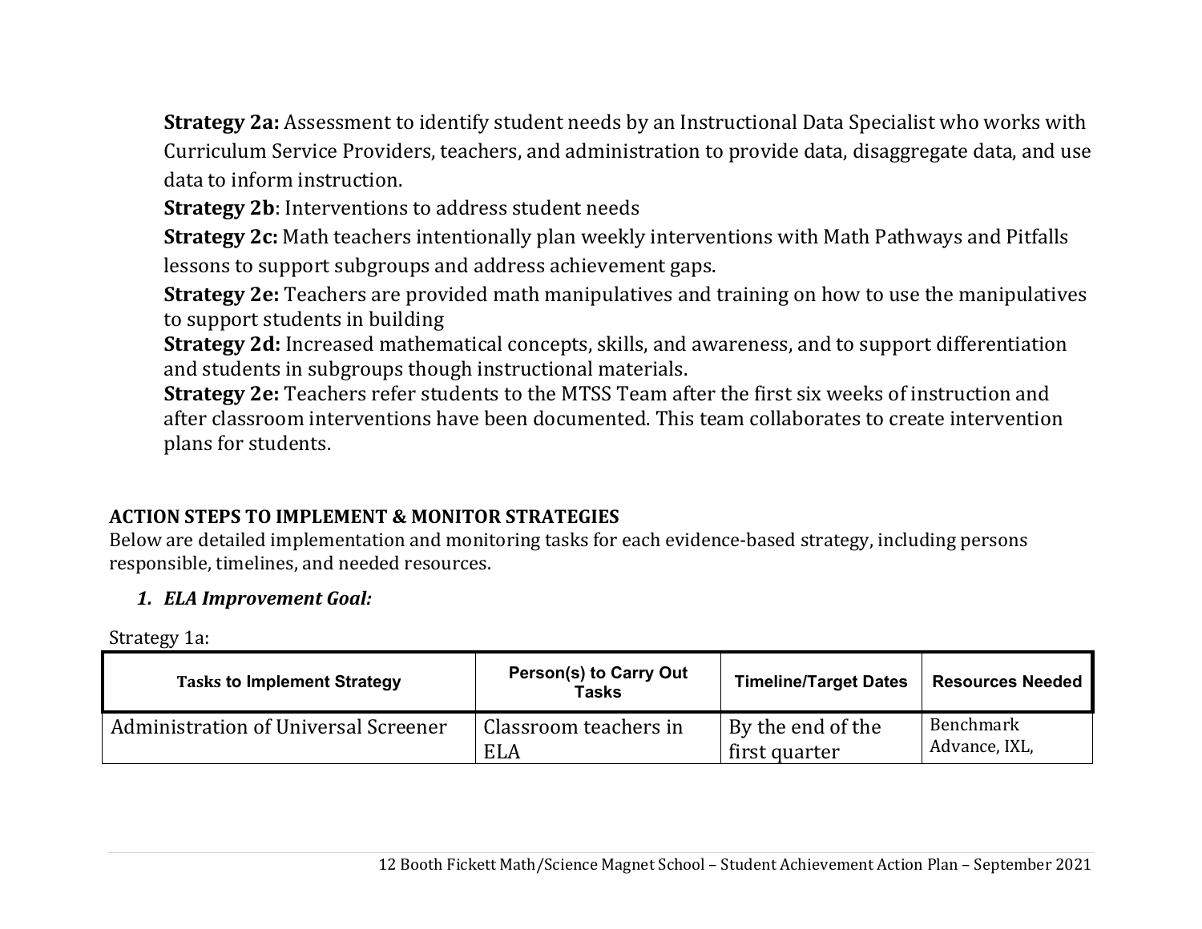**Strategy 2a:** Assessment to identify student needs by an Instructional Data Specialist who works with Curriculum Service Providers, teachers, and administration to provide data, disaggregate data, and use data to inform instruction.

**Strategy 2b**: Interventions to address student needs

**Strategy 2c:** Math teachers intentionally plan weekly interventions with Math Pathways and Pitfalls lessons to support subgroups and address achievement gaps.

**Strategy 2e:** Teachers are provided math manipulatives and training on how to use the manipulatives to support students in building

**Strategy 2d:** Increased mathematical concepts, skills, and awareness, and to support differentiation and students in subgroups though instructional materials.

**Strategy 2e:** Teachers refer students to the MTSS Team after the first six weeks of instruction and after classroom interventions have been documented. This team collaborates to create intervention plans for students.

**ACTION STEPS TO IMPLEMENT & MONITOR STRATEGIES**

Below are detailed implementation and monitoring tasks for each evidence-based strategy, including persons responsible, timelines, and needed resources.

1. ***ELA Improvement Goal:***

Strategy 1a:

| Tasks to Implement Strategy | Person(s) to Carry Out Tasks | Timeline/Target Dates | Resources Needed |
|---|---|---|---|
| Administration of Universal Screener | Classroom teachers in ELA | By the end of the first quarter | Benchmark Advance, IXL, |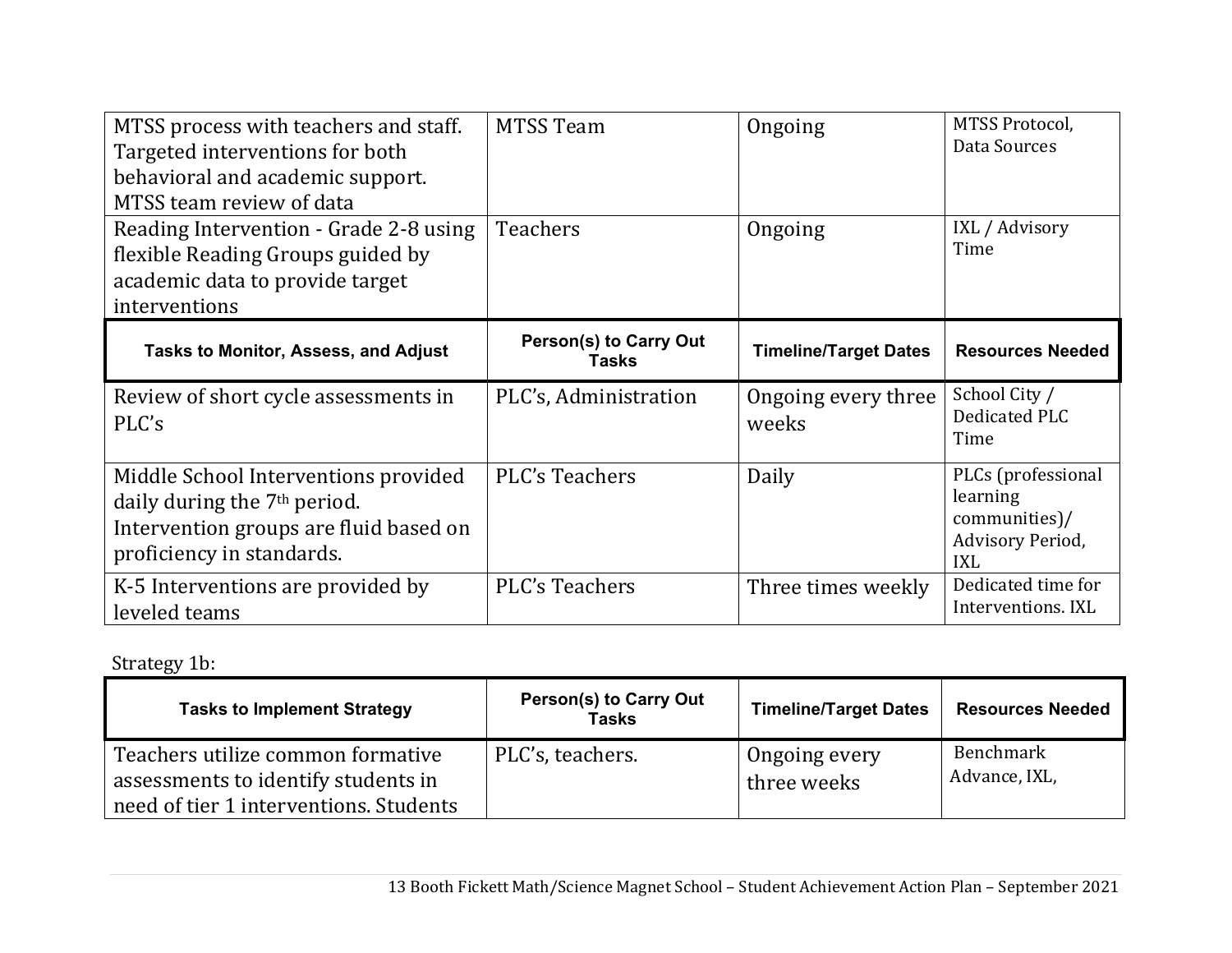| | | | |
|---|---|---|---|
| MTSS process with teachers and staff. Targeted interventions for both behavioral and academic support. MTSS team review of data | MTSS Team | Ongoing | MTSS Protocol, Data Sources |
| Reading Intervention - Grade 2-8 using flexible Reading Groups guided by academic data to provide target interventions | Teachers | Ongoing | IXL / Advisory Time |

| Tasks to Monitor, Assess, and Adjust | Person(s) to Carry Out Tasks | Timeline/Target Dates | Resources Needed |
|---|---|---|---|
| Review of short cycle assessments in PLC's | PLC's, Administration | Ongoing every three weeks | School City / Dedicated PLC Time |
| Middle School Interventions provided daily during the 7th period. Intervention groups are fluid based on proficiency in standards. | PLC's Teachers | Daily | PLCs (professional learning communities)/ Advisory Period, IXL |
| K-5 Interventions are provided by leveled teams | PLC's Teachers | Three times weekly | Dedicated time for Interventions. IXL |

Strategy 1b:

| Tasks to Implement Strategy | Person(s) to Carry Out Tasks | Timeline/Target Dates | Resources Needed |
|---|---|---|---|
| Teachers utilize common formative assessments to identify students in need of tier 1 interventions. Students | PLC's, teachers. | Ongoing every three weeks | Benchmark Advance, IXL, |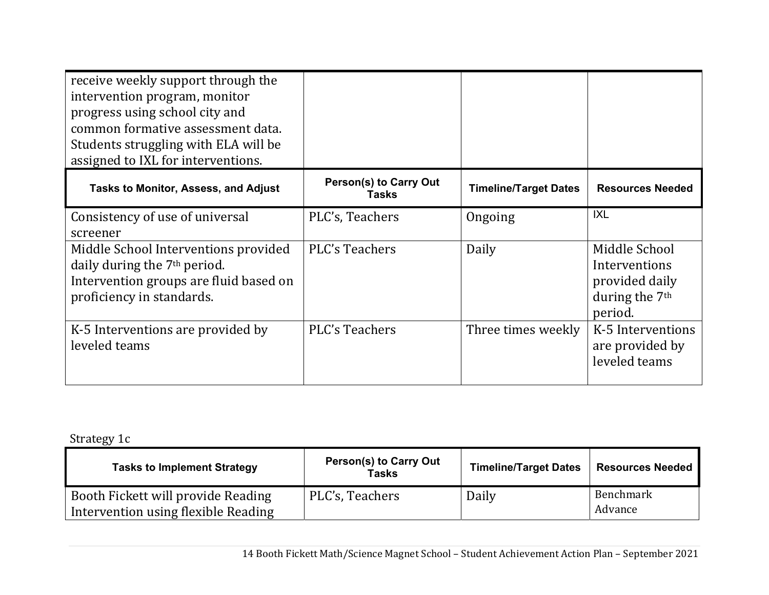| | | | |
|---|---|---|---|
| receive weekly support through the intervention program, monitor progress using school city and common formative assessment data. Students struggling with ELA will be assigned to IXL for interventions. | | | |

| Tasks to Monitor, Assess, and Adjust | Person(s) to Carry Out Tasks | Timeline/Target Dates | Resources Needed |
|---|---|---|---|
| Consistency of use of universal screener | PLC's, Teachers | Ongoing | IXL |
| Middle School Interventions provided daily during the 7th period. Intervention groups are fluid based on proficiency in standards. | PLC's Teachers | Daily | Middle School Interventions provided daily during the 7th period. |
| K-5 Interventions are provided by leveled teams | PLC's Teachers | Three times weekly | K-5 Interventions are provided by leveled teams |

Strategy 1c

| Tasks to Implement Strategy | Person(s) to Carry Out Tasks | Timeline/Target Dates | Resources Needed |
|---|---|---|---|
| Booth Fickett will provide Reading Intervention using flexible Reading | PLC's, Teachers | Daily | Benchmark Advance |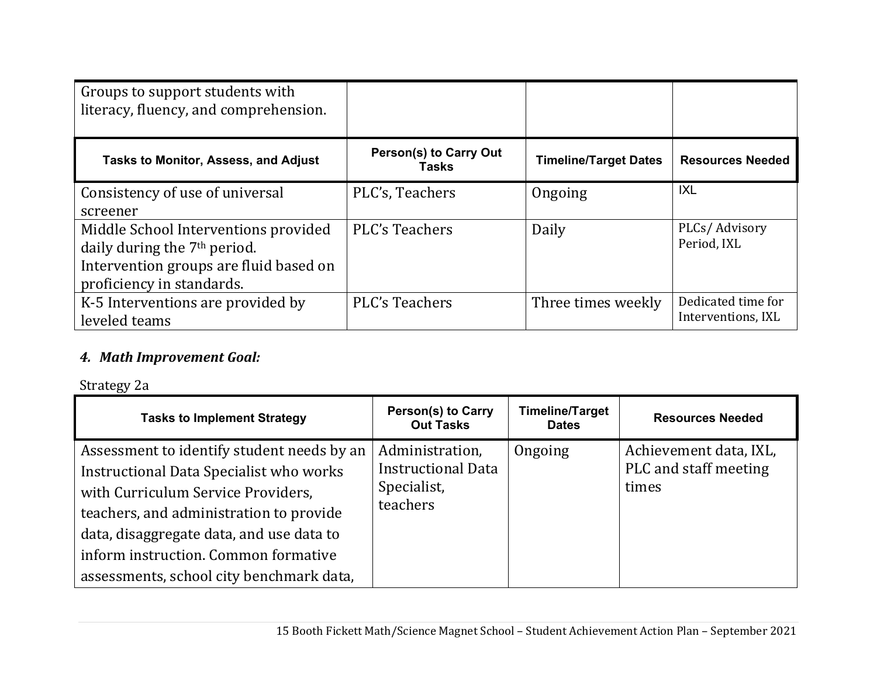| Groups to support students with literacy, fluency, and comprehension. | | | |
|---|---|---|---|

| Tasks to Monitor, Assess, and Adjust | Person(s) to Carry Out Tasks | Timeline/Target Dates | Resources Needed |
|---|---|---|---|
| Consistency of use of universal screener | PLC's, Teachers | Ongoing | IXL |
| Middle School Interventions provided daily during the 7th period. Intervention groups are fluid based on proficiency in standards. | PLC's Teachers | Daily | PLCs/ Advisory Period, IXL |
| K-5 Interventions are provided by leveled teams | PLC's Teachers | Three times weekly | Dedicated time for Interventions, IXL |

***4. Math Improvement Goal:***

Strategy 2a

| Tasks to Implement Strategy | Person(s) to Carry Out Tasks | Timeline/Target Dates | Resources Needed |
|---|---|---|---|
| Assessment to identify student needs by an Instructional Data Specialist who works with Curriculum Service Providers, teachers, and administration to provide data, disaggregate data, and use data to inform instruction. Common formative assessments, school city benchmark data, | Administration, Instructional Data Specialist, teachers | Ongoing | Achievement data, IXL, PLC and staff meeting times |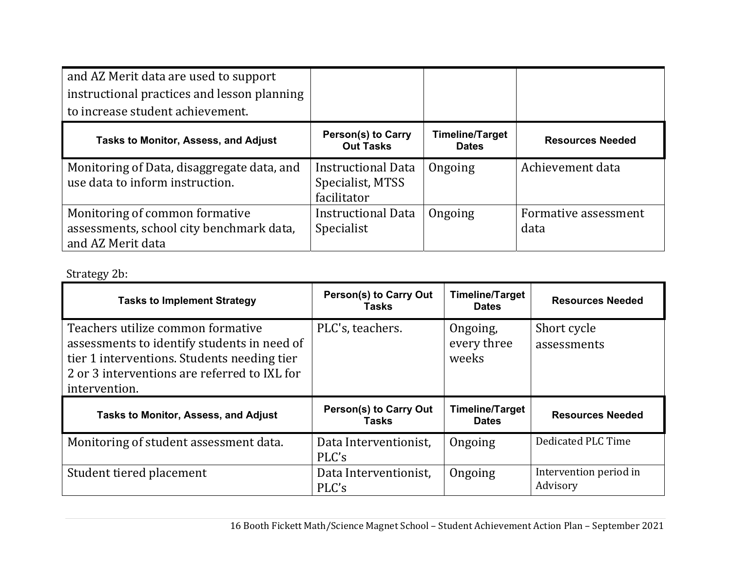| and AZ Merit data are used to support instructional practices and lesson planning to increase student achievement. | | | |
|---|---|---|---|
| **Tasks to Monitor, Assess, and Adjust** | **Person(s) to Carry Out Tasks** | **Timeline/Target Dates** | **Resources Needed** |
| Monitoring of Data, disaggregate data, and use data to inform instruction. | Instructional Data Specialist, MTSS facilitator | Ongoing | Achievement data |
| Monitoring of common formative assessments, school city benchmark data, and AZ Merit data | Instructional Data Specialist | Ongoing | Formative assessment data |

Strategy 2b:

| Tasks to Implement Strategy | Person(s) to Carry Out Tasks | Timeline/Target Dates | Resources Needed |
|---|---|---|---|
| Teachers utilize common formative assessments to identify students in need of tier 1 interventions. Students needing tier 2 or 3 interventions are referred to IXL for intervention. | PLC's, teachers. | Ongoing, every three weeks | Short cycle assessments |
| **Tasks to Monitor, Assess, and Adjust** | **Person(s) to Carry Out Tasks** | **Timeline/Target Dates** | **Resources Needed** |
| Monitoring of student assessment data. | Data Interventionist, PLC's | Ongoing | Dedicated PLC Time |
| Student tiered placement | Data Interventionist, PLC's | Ongoing | Intervention period in Advisory |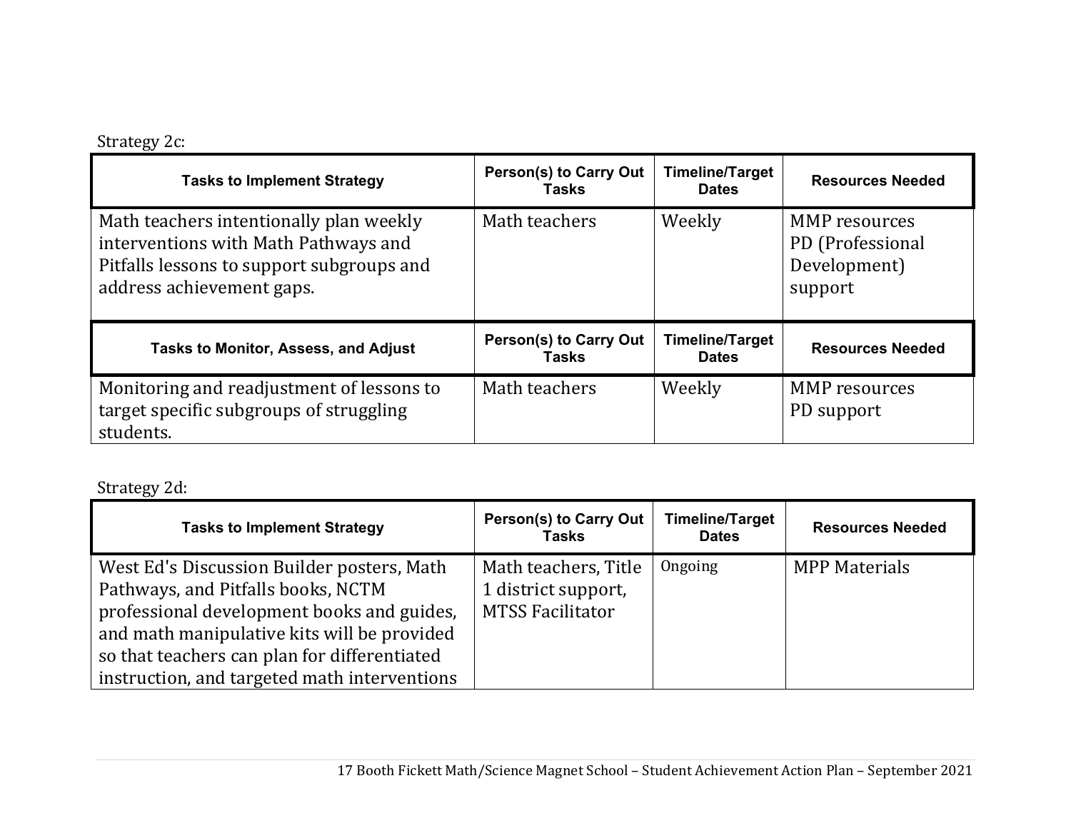Strategy 2c:

| Tasks to Implement Strategy | Person(s) to Carry Out Tasks | Timeline/Target Dates | Resources Needed |
|---|---|---|---|
| Math teachers intentionally plan weekly interventions with Math Pathways and Pitfalls lessons to support subgroups and address achievement gaps. | Math teachers | Weekly | MMP resources<br>PD (Professional Development) support |
| **Tasks to Monitor, Assess, and Adjust** | **Person(s) to Carry Out Tasks** | **Timeline/Target Dates** | **Resources Needed** |
| Monitoring and readjustment of lessons to target specific subgroups of struggling students. | Math teachers | Weekly | MMP resources<br>PD support |

Strategy 2d:

| Tasks to Implement Strategy | Person(s) to Carry Out Tasks | Timeline/Target Dates | Resources Needed |
|---|---|---|---|
| West Ed's Discussion Builder posters, Math Pathways, and Pitfalls books, NCTM professional development books and guides, and math manipulative kits will be provided so that teachers can plan for differentiated instruction, and targeted math interventions | Math teachers, Title 1 district support, MTSS Facilitator | Ongoing | MPP Materials |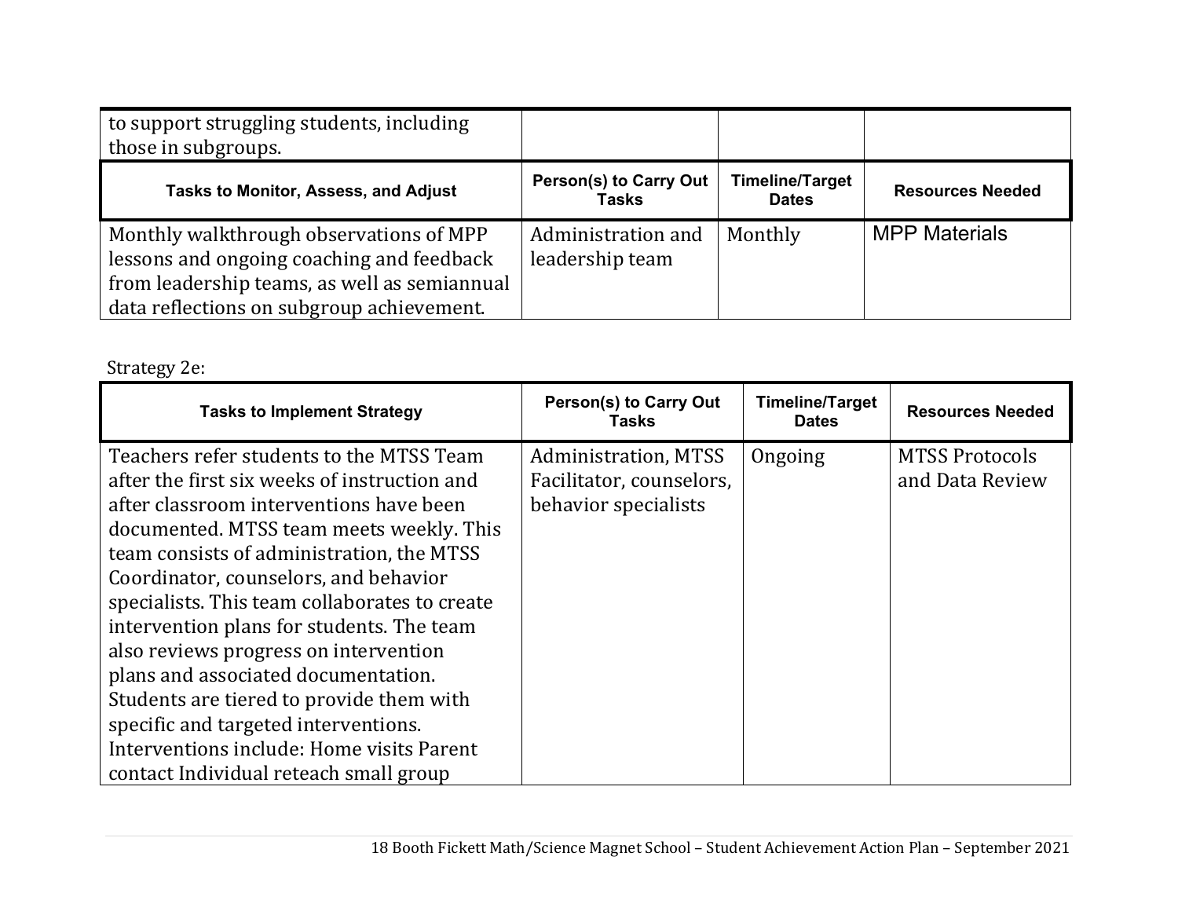| | | | |
|---|---|---|---|
| to support struggling students, including those in subgroups. | | | |

| Tasks to Monitor, Assess, and Adjust | Person(s) to Carry Out Tasks | Timeline/Target Dates | Resources Needed |
|---|---|---|---|
| Monthly walkthrough observations of MPP lessons and ongoing coaching and feedback from leadership teams, as well as semiannual data reflections on subgroup achievement. | Administration and leadership team | Monthly | MPP Materials |

Strategy 2e:

| Tasks to Implement Strategy | Person(s) to Carry Out Tasks | Timeline/Target Dates | Resources Needed |
|---|---|---|---|
| Teachers refer students to the MTSS Team after the first six weeks of instruction and after classroom interventions have been documented. MTSS team meets weekly. This team consists of administration, the MTSS Coordinator, counselors, and behavior specialists. This team collaborates to create intervention plans for students. The team also reviews progress on intervention plans and associated documentation. Students are tiered to provide them with specific and targeted interventions. Interventions include: Home visits Parent contact Individual reteach small group | Administration, MTSS Facilitator, counselors, behavior specialists | Ongoing | MTSS Protocols and Data Review |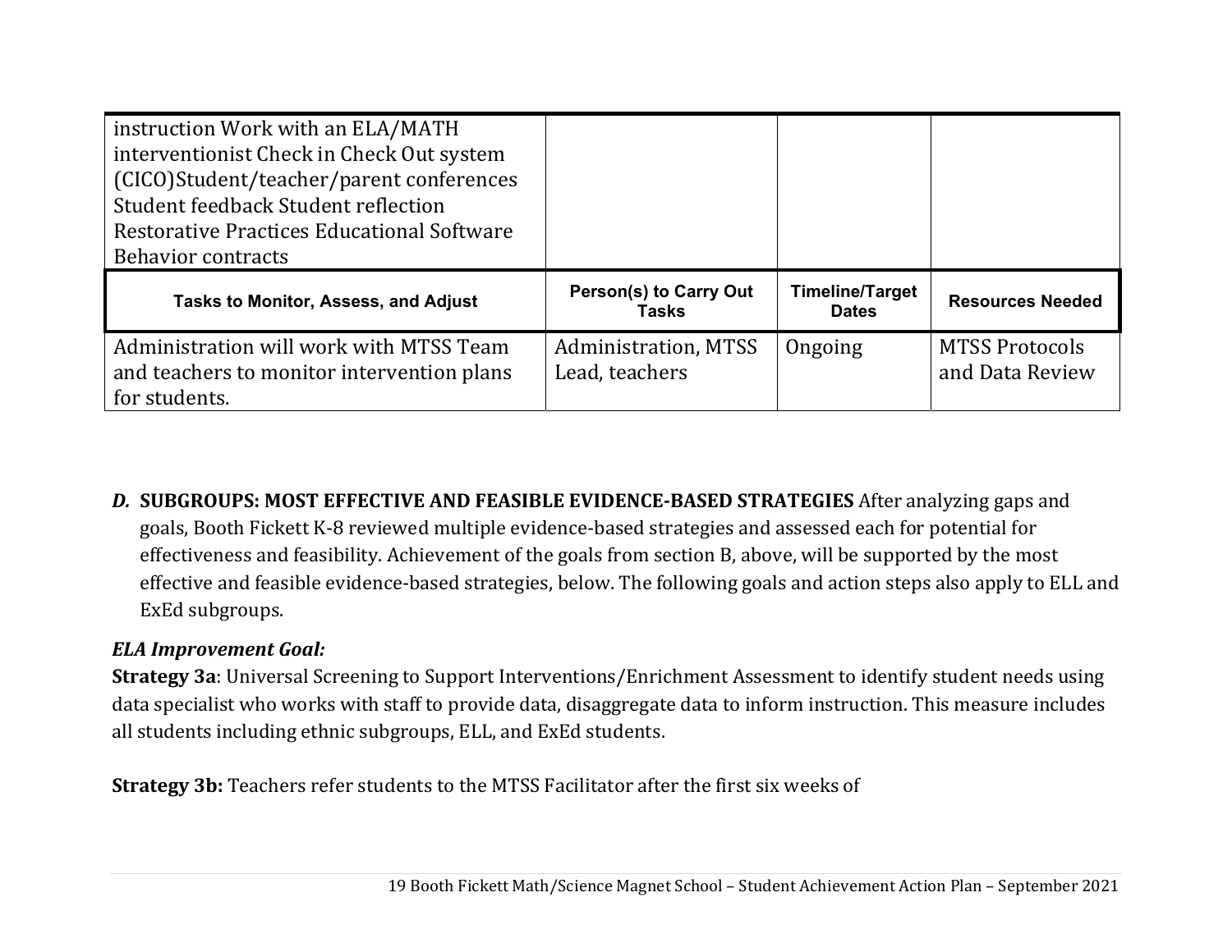| | | | |
|---|---|---|---|
| instruction Work with an ELA/MATH interventionist Check in Check Out system (CICO)Student/teacher/parent conferences Student feedback Student reflection Restorative Practices Educational Software Behavior contracts | | | |
| **Tasks to Monitor, Assess, and Adjust** | **Person(s) to Carry Out Tasks** | **Timeline/Target Dates** | **Resources Needed** |
| Administration will work with MTSS Team and teachers to monitor intervention plans for students. | Administration, MTSS Lead, teachers | Ongoing | MTSS Protocols and Data Review |

***D.*** **SUBGROUPS: MOST EFFECTIVE AND FEASIBLE EVIDENCE-BASED STRATEGIES** After analyzing gaps and goals, Booth Fickett K-8 reviewed multiple evidence-based strategies and assessed each for potential for effectiveness and feasibility. Achievement of the goals from section B, above, will be supported by the most effective and feasible evidence-based strategies, below. The following goals and action steps also apply to ELL and ExEd subgroups.

***ELA Improvement Goal:***

**Strategy 3a**: Universal Screening to Support Interventions/Enrichment Assessment to identify student needs using data specialist who works with staff to provide data, disaggregate data to inform instruction. This measure includes all students including ethnic subgroups, ELL, and ExEd students.

**Strategy 3b:** Teachers refer students to the MTSS Facilitator after the first six weeks of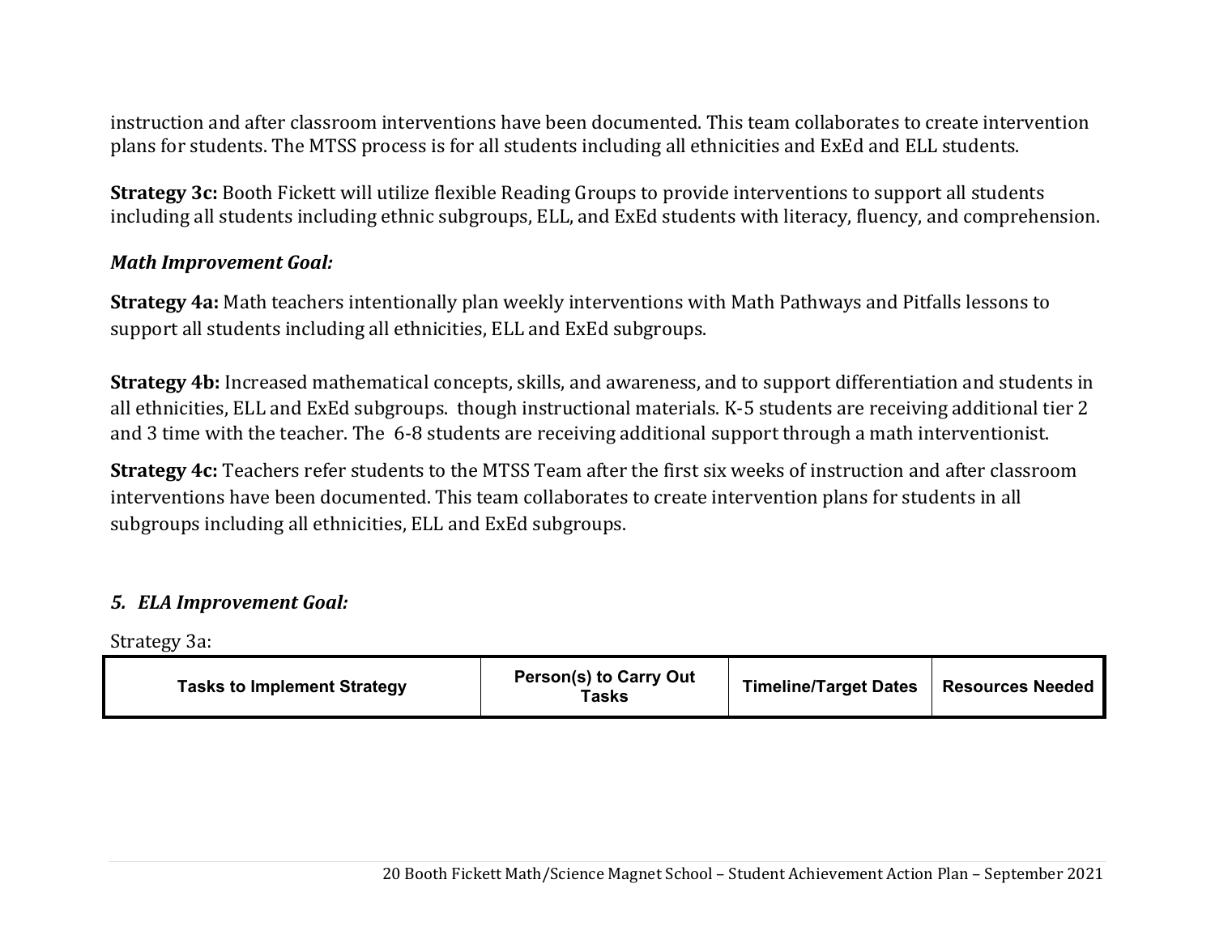instruction and after classroom interventions have been documented. This team collaborates to create intervention plans for students. The MTSS process is for all students including all ethnicities and ExEd and ELL students.

**Strategy 3c:** Booth Fickett will utilize flexible Reading Groups to provide interventions to support all students including all students including ethnic subgroups, ELL, and ExEd students with literacy, fluency, and comprehension.

***Math Improvement Goal:***

**Strategy 4a:** Math teachers intentionally plan weekly interventions with Math Pathways and Pitfalls lessons to support all students including all ethnicities, ELL and ExEd subgroups.

**Strategy 4b:** Increased mathematical concepts, skills, and awareness, and to support differentiation and students in all ethnicities, ELL and ExEd subgroups. though instructional materials. K-5 students are receiving additional tier 2 and 3 time with the teacher. The 6-8 students are receiving additional support through a math interventionist.

**Strategy 4c:** Teachers refer students to the MTSS Team after the first six weeks of instruction and after classroom interventions have been documented. This team collaborates to create intervention plans for students in all subgroups including all ethnicities, ELL and ExEd subgroups.

### *5. ELA Improvement Goal:*

Strategy 3a:

| Tasks to Implement Strategy | Person(s) to Carry Out Tasks | Timeline/Target Dates | Resources Needed |
|---|---|---|---|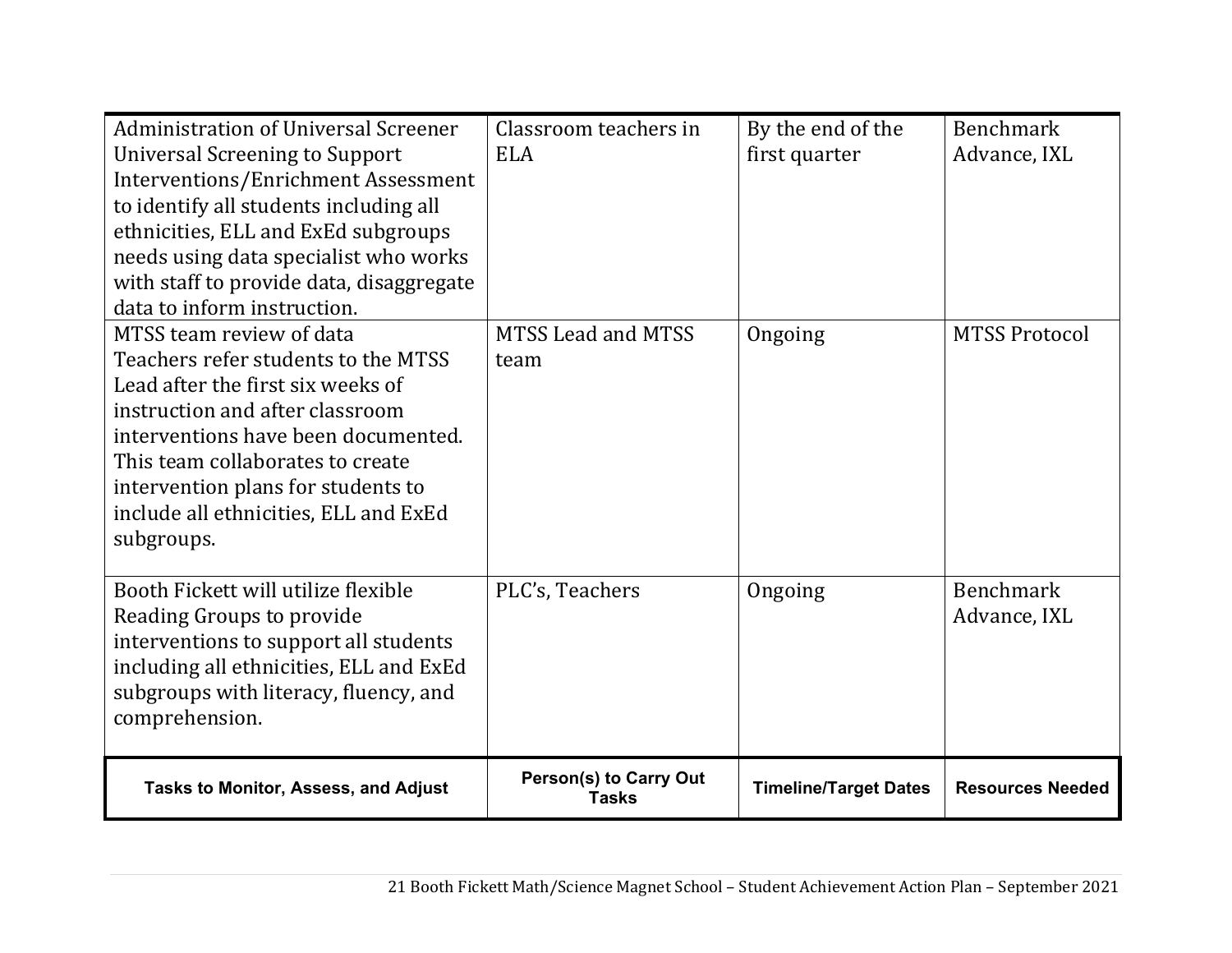| Administration of Universal Screener Universal Screening to Support Interventions/Enrichment Assessment to identify all students including all ethnicities, ELL and ExEd subgroups needs using data specialist who works with staff to provide data, disaggregate data to inform instruction. | Classroom teachers in ELA | By the end of the first quarter | Benchmark Advance, IXL |
|---|---|---|---|
| MTSS team review of data Teachers refer students to the MTSS Lead after the first six weeks of instruction and after classroom interventions have been documented. This team collaborates to create intervention plans for students to include all ethnicities, ELL and ExEd subgroups. | MTSS Lead and MTSS team | Ongoing | MTSS Protocol |
| Booth Fickett will utilize flexible Reading Groups to provide interventions to support all students including all ethnicities, ELL and ExEd subgroups with literacy, fluency, and comprehension. | PLC's, Teachers | Ongoing | Benchmark Advance, IXL |
| **Tasks to Monitor, Assess, and Adjust** | **Person(s) to Carry Out Tasks** | **Timeline/Target Dates** | **Resources Needed** |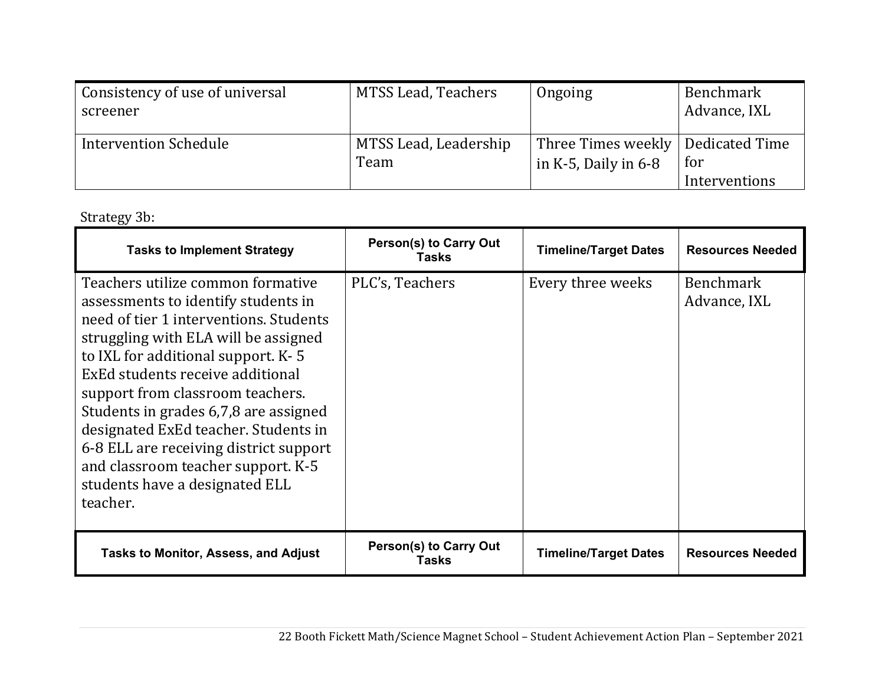| Consistency of use of universal screener | MTSS Lead, Teachers | Ongoing | Benchmark Advance, IXL |
|---|---|---|---|
| Intervention Schedule | MTSS Lead, Leadership Team | Three Times weekly in K-5, Daily in 6-8 | Dedicated Time for Interventions |

Strategy 3b:

| Tasks to Implement Strategy | Person(s) to Carry Out Tasks | Timeline/Target Dates | Resources Needed |
|---|---|---|---|
| Teachers utilize common formative assessments to identify students in need of tier 1 interventions. Students struggling with ELA will be assigned to IXL for additional support. K- 5 ExEd students receive additional support from classroom teachers. Students in grades 6,7,8 are assigned designated ExEd teacher. Students in 6-8 ELL are receiving district support and classroom teacher support. K-5 students have a designated ELL teacher. | PLC's, Teachers | Every three weeks | Benchmark Advance, IXL |
| **Tasks to Monitor, Assess, and Adjust** | **Person(s) to Carry Out Tasks** | **Timeline/Target Dates** | **Resources Needed** |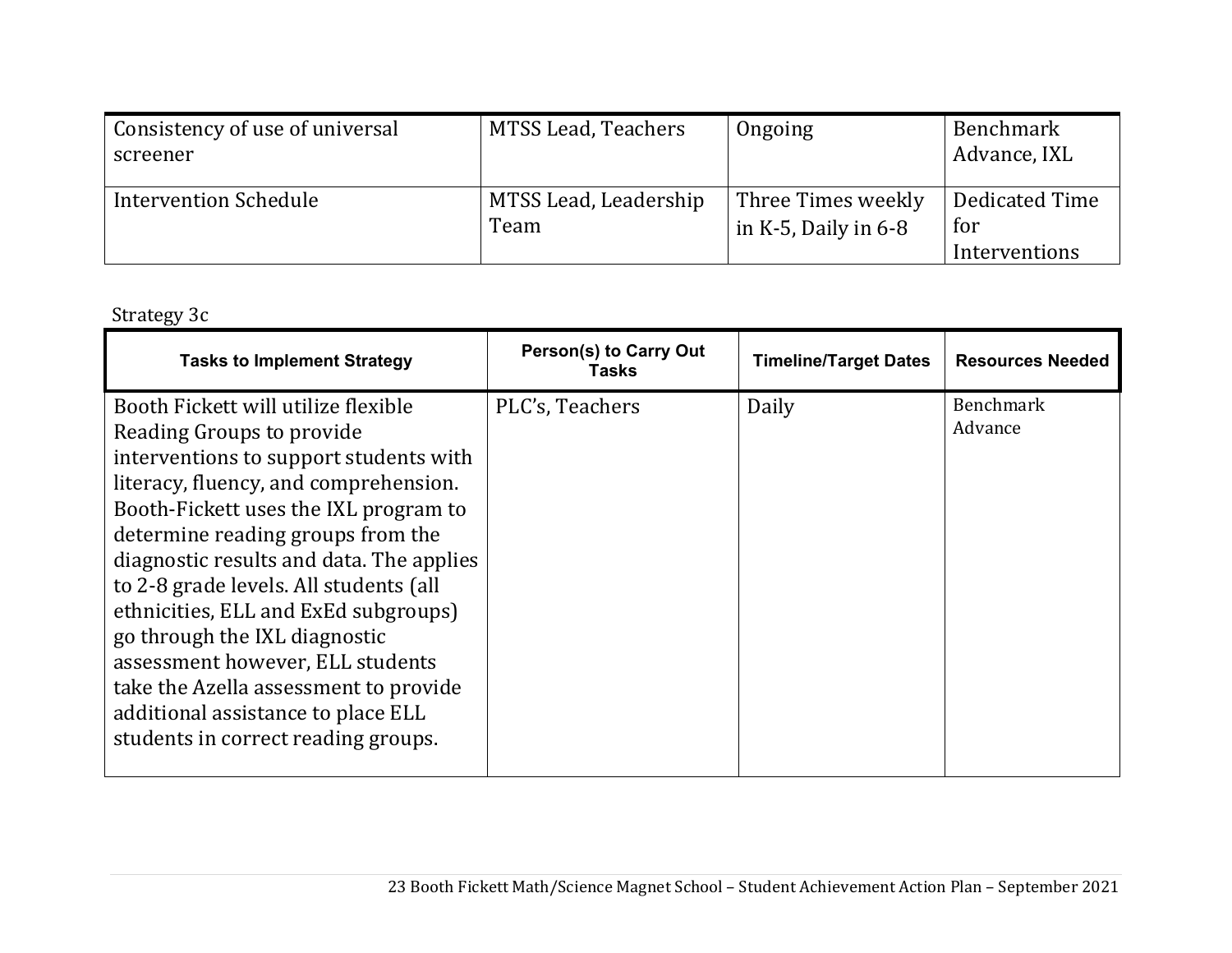| | | | |
|---|---|---|---|
| Consistency of use of universal screener | MTSS Lead, Teachers | Ongoing | Benchmark Advance, IXL |
| Intervention Schedule | MTSS Lead, Leadership Team | Three Times weekly in K-5, Daily in 6-8 | Dedicated Time for Interventions |

Strategy 3c

| Tasks to Implement Strategy | Person(s) to Carry Out Tasks | Timeline/Target Dates | Resources Needed |
|---|---|---|---|
| Booth Fickett will utilize flexible Reading Groups to provide interventions to support students with literacy, fluency, and comprehension. Booth-Fickett uses the IXL program to determine reading groups from the diagnostic results and data. The applies to 2-8 grade levels. All students (all ethnicities, ELL and ExEd subgroups) go through the IXL diagnostic assessment however, ELL students take the Azella assessment to provide additional assistance to place ELL students in correct reading groups. | PLC's, Teachers | Daily | Benchmark Advance |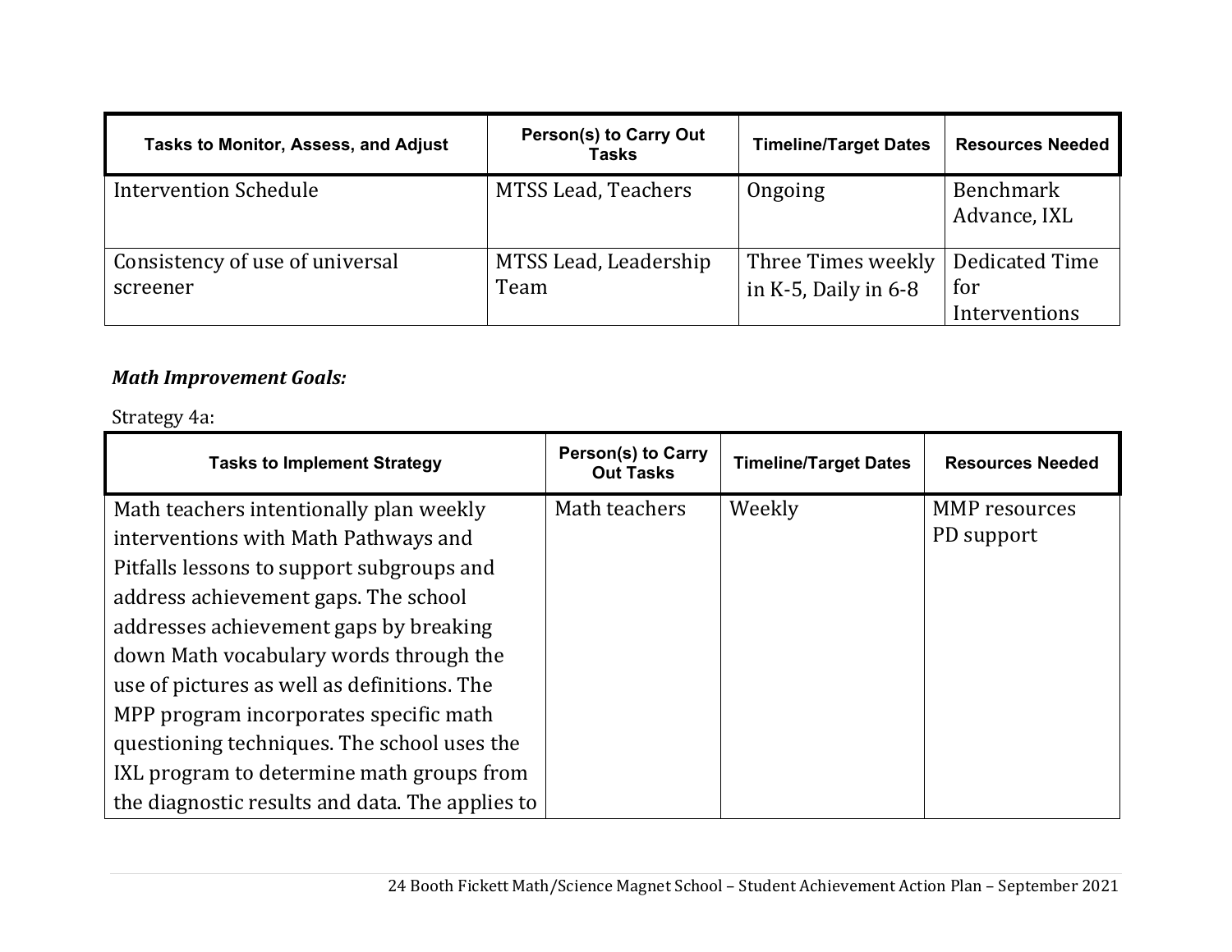| Tasks to Monitor, Assess, and Adjust | Person(s) to Carry Out Tasks | Timeline/Target Dates | Resources Needed |
|---|---|---|---|
| Intervention Schedule | MTSS Lead, Teachers | Ongoing | Benchmark Advance, IXL |
| Consistency of use of universal screener | MTSS Lead, Leadership Team | Three Times weekly in K-5, Daily in 6-8 | Dedicated Time for Interventions |

***Math Improvement Goals:***

Strategy 4a:

| Tasks to Implement Strategy | Person(s) to Carry Out Tasks | Timeline/Target Dates | Resources Needed |
|---|---|---|---|
| Math teachers intentionally plan weekly interventions with Math Pathways and Pitfalls lessons to support subgroups and address achievement gaps. The school addresses achievement gaps by breaking down Math vocabulary words through the use of pictures as well as definitions. The MPP program incorporates specific math questioning techniques. The school uses the IXL program to determine math groups from the diagnostic results and data. The applies to | Math teachers | Weekly | MMP resources<br>PD support |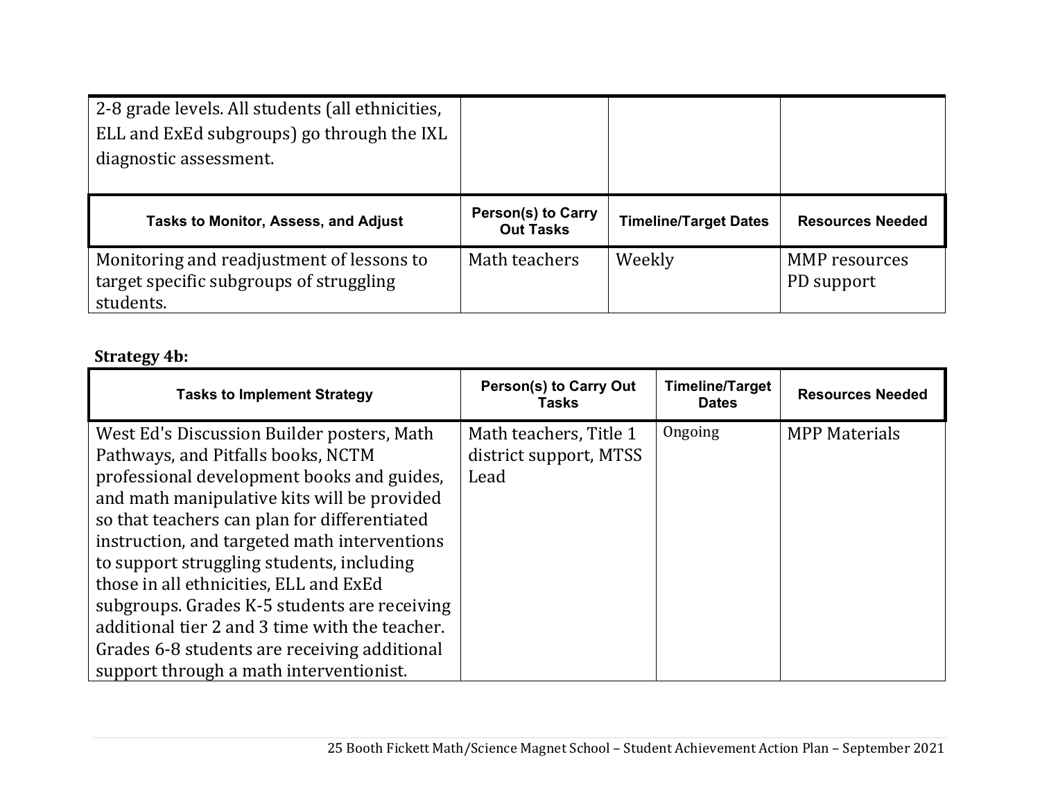| | | | |
|---|---|---|---|
| 2-8 grade levels. All students (all ethnicities, ELL and ExEd subgroups) go through the IXL diagnostic assessment. | | | |

| Tasks to Monitor, Assess, and Adjust | Person(s) to Carry Out Tasks | Timeline/Target Dates | Resources Needed |
|---|---|---|---|
| Monitoring and readjustment of lessons to target specific subgroups of struggling students. | Math teachers | Weekly | MMP resources<br>PD support |

**Strategy 4b:**

| Tasks to Implement Strategy | Person(s) to Carry Out Tasks | Timeline/Target Dates | Resources Needed |
|---|---|---|---|
| West Ed's Discussion Builder posters, Math Pathways, and Pitfalls books, NCTM professional development books and guides, and math manipulative kits will be provided so that teachers can plan for differentiated instruction, and targeted math interventions to support struggling students, including those in all ethnicities, ELL and ExEd subgroups. Grades K-5 students are receiving additional tier 2 and 3 time with the teacher. Grades 6-8 students are receiving additional support through a math interventionist. | Math teachers, Title 1 district support, MTSS Lead | Ongoing | MPP Materials |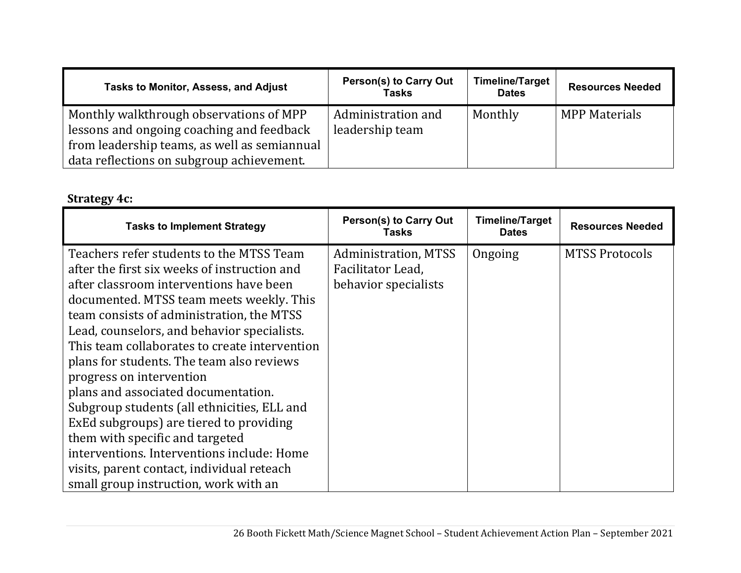| Tasks to Monitor, Assess, and Adjust | Person(s) to Carry Out Tasks | Timeline/Target Dates | Resources Needed |
|---|---|---|---|
| Monthly walkthrough observations of MPP lessons and ongoing coaching and feedback from leadership teams, as well as semiannual data reflections on subgroup achievement. | Administration and leadership team | Monthly | MPP Materials |

**Strategy 4c:**

| Tasks to Implement Strategy | Person(s) to Carry Out Tasks | Timeline/Target Dates | Resources Needed |
|---|---|---|---|
| Teachers refer students to the MTSS Team after the first six weeks of instruction and after classroom interventions have been documented. MTSS team meets weekly. This team consists of administration, the MTSS Lead, counselors, and behavior specialists. This team collaborates to create intervention plans for students. The team also reviews progress on intervention plans and associated documentation. Subgroup students (all ethnicities, ELL and ExEd subgroups) are tiered to providing them with specific and targeted interventions. Interventions include: Home visits, parent contact, individual reteach small group instruction, work with an | Administration, MTSS Facilitator Lead, behavior specialists | Ongoing | MTSS Protocols |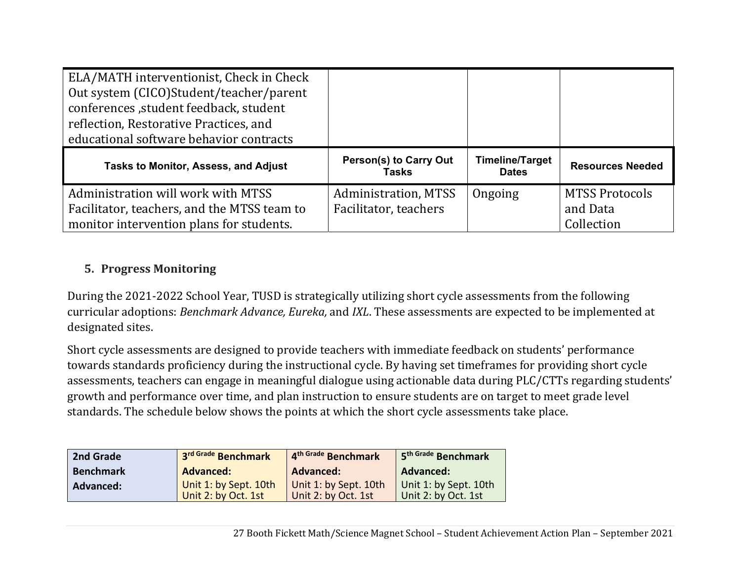| ELA/MATH interventionist, Check in Check Out system (CICO)Student/teacher/parent conferences ,student feedback, student reflection, Restorative Practices, and educational software behavior contracts | | | |
|---|---|---|---|
| **Tasks to Monitor, Assess, and Adjust** | **Person(s) to Carry Out Tasks** | **Timeline/Target Dates** | **Resources Needed** |
| Administration will work with MTSS Facilitator, teachers, and the MTSS team to monitor intervention plans for students. | Administration, MTSS Facilitator, teachers | Ongoing | MTSS Protocols and Data Collection |

### 5. Progress Monitoring

During the 2021-2022 School Year, TUSD is strategically utilizing short cycle assessments from the following curricular adoptions: *Benchmark Advance, Eureka,* and *IXL*. These assessments are expected to be implemented at designated sites.

Short cycle assessments are designed to provide teachers with immediate feedback on students' performance towards standards proficiency during the instructional cycle. By having set timeframes for providing short cycle assessments, teachers can engage in meaningful dialogue using actionable data during PLC/CTTs regarding students' growth and performance over time, and plan instruction to ensure students are on target to meet grade level standards. The schedule below shows the points at which the short cycle assessments take place.

| **2nd Grade Benchmark Advanced:** | **3rd Grade Benchmark Advanced:** | **4th Grade Benchmark Advanced:** | **5th Grade Benchmark Advanced:** |
|---|---|---|---|
| | Unit 1: by Sept. 10th<br>Unit 2: by Oct. 1st | Unit 1: by Sept. 10th<br>Unit 2: by Oct. 1st | Unit 1: by Sept. 10th<br>Unit 2: by Oct. 1st |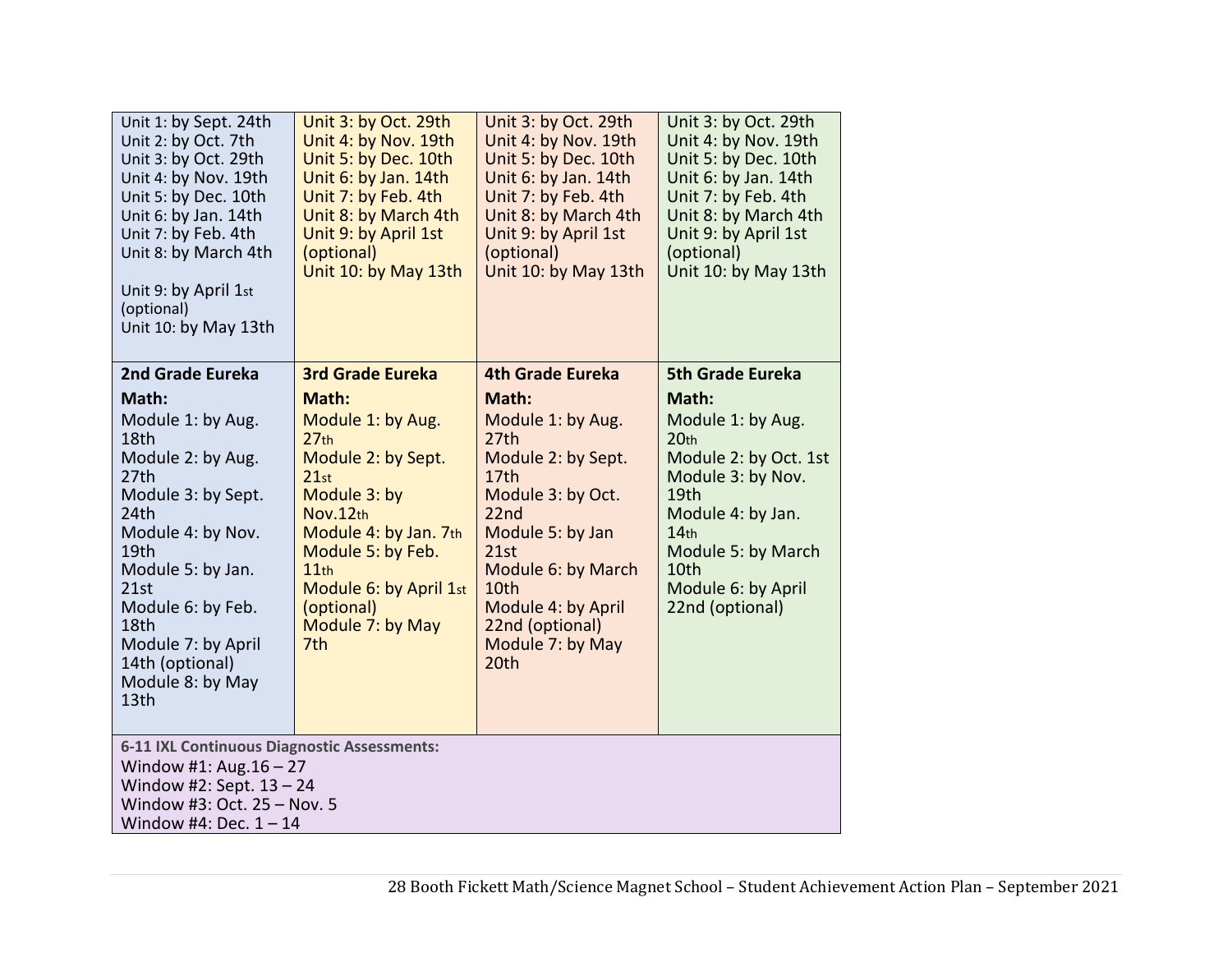| | | | |
|---|---|---|---|
| Unit 1: by Sept. 24th<br>Unit 2: by Oct. 7th<br>Unit 3: by Oct. 29th<br>Unit 4: by Nov. 19th<br>Unit 5: by Dec. 10th<br>Unit 6: by Jan. 14th<br>Unit 7: by Feb. 4th<br>Unit 8: by March 4th<br><br>Unit 9: by April 1st (optional)<br>Unit 10: by May 13th | Unit 3: by Oct. 29th<br>Unit 4: by Nov. 19th<br>Unit 5: by Dec. 10th<br>Unit 6: by Jan. 14th<br>Unit 7: by Feb. 4th<br>Unit 8: by March 4th<br>Unit 9: by April 1st (optional)<br>Unit 10: by May 13th | Unit 3: by Oct. 29th<br>Unit 4: by Nov. 19th<br>Unit 5: by Dec. 10th<br>Unit 6: by Jan. 14th<br>Unit 7: by Feb. 4th<br>Unit 8: by March 4th<br>Unit 9: by April 1st (optional)<br>Unit 10: by May 13th | Unit 3: by Oct. 29th<br>Unit 4: by Nov. 19th<br>Unit 5: by Dec. 10th<br>Unit 6: by Jan. 14th<br>Unit 7: by Feb. 4th<br>Unit 8: by March 4th<br>Unit 9: by April 1st (optional)<br>Unit 10: by May 13th |
| **2nd Grade Eureka Math:**<br>Module 1: by Aug. 18th<br>Module 2: by Aug. 27th<br>Module 3: by Sept. 24th<br>Module 4: by Nov. 19th<br>Module 5: by Jan. 21st<br>Module 6: by Feb. 18th<br>Module 7: by April 14th (optional)<br>Module 8: by May 13th | **3rd Grade Eureka Math:**<br>Module 1: by Aug. 27th<br>Module 2: by Sept. 21st<br>Module 3: by Nov.12th<br>Module 4: by Jan. 7th<br>Module 5: by Feb. 11th<br>Module 6: by April 1st (optional)<br>Module 7: by May 7th | **4th Grade Eureka Math:**<br>Module 1: by Aug. 27th<br>Module 2: by Sept. 17th<br>Module 3: by Oct. 22nd<br>Module 5: by Jan 21st<br>Module 6: by March 10th<br>Module 4: by April 22nd (optional)<br>Module 7: by May 20th | **5th Grade Eureka Math:**<br>Module 1: by Aug. 20th<br>Module 2: by Oct. 1st<br>Module 3: by Nov. 19th<br>Module 4: by Jan. 14th<br>Module 5: by March 10th<br>Module 6: by April 22nd (optional) |
| **6-11 IXL Continuous Diagnostic Assessments:**<br>Window #1: Aug.16 – 27<br>Window #2: Sept. 13 – 24<br>Window #3: Oct. 25 – Nov. 5<br>Window #4: Dec. 1 – 14 | | | |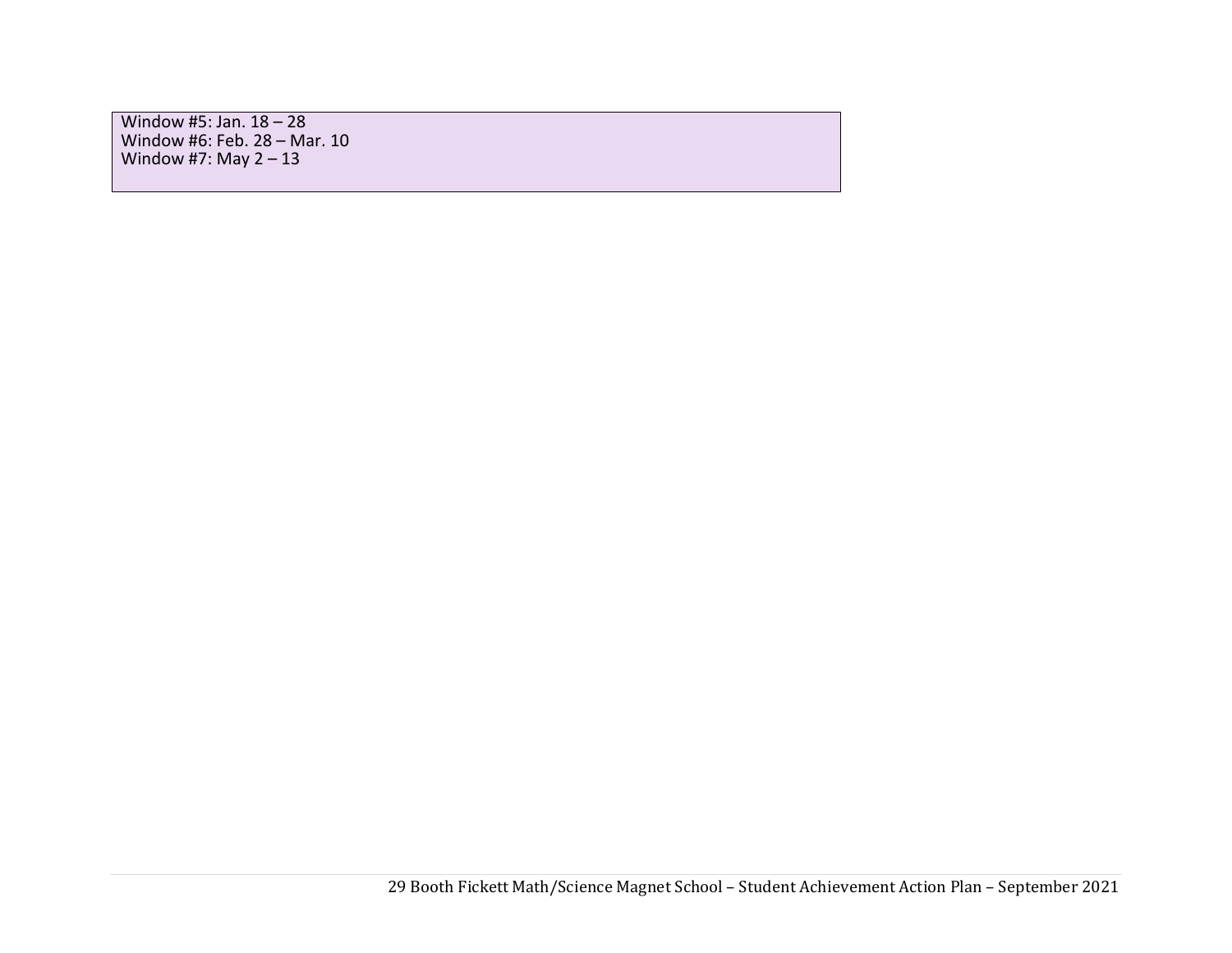| Window #5: Jan. 18 – 28<br>Window #6: Feb. 28 – Mar. 10<br>Window #7: May 2 – 13 |
|---|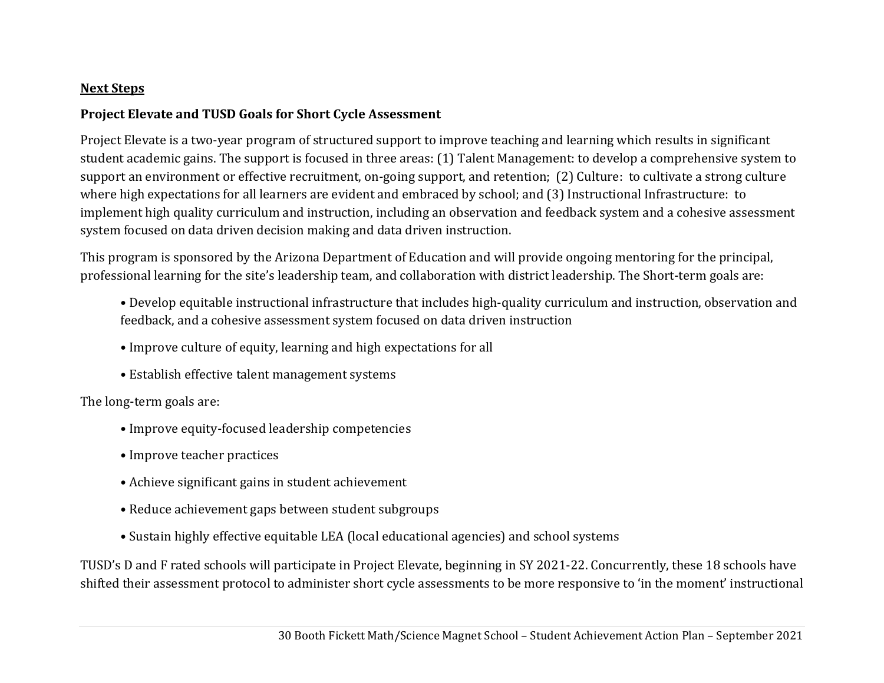**<u>Next Steps</u>**

**Project Elevate and TUSD Goals for Short Cycle Assessment**

Project Elevate is a two-year program of structured support to improve teaching and learning which results in significant student academic gains. The support is focused in three areas: (1) Talent Management: to develop a comprehensive system to support an environment or effective recruitment, on-going support, and retention; (2) Culture: to cultivate a strong culture where high expectations for all learners are evident and embraced by school; and (3) Instructional Infrastructure: to implement high quality curriculum and instruction, including an observation and feedback system and a cohesive assessment system focused on data driven decision making and data driven instruction.

This program is sponsored by the Arizona Department of Education and will provide ongoing mentoring for the principal, professional learning for the site's leadership team, and collaboration with district leadership. The Short-term goals are:

- Develop equitable instructional infrastructure that includes high-quality curriculum and instruction, observation and feedback, and a cohesive assessment system focused on data driven instruction
- Improve culture of equity, learning and high expectations for all
- Establish effective talent management systems

The long-term goals are:

- Improve equity-focused leadership competencies
- Improve teacher practices
- Achieve significant gains in student achievement
- Reduce achievement gaps between student subgroups
- Sustain highly effective equitable LEA (local educational agencies) and school systems

TUSD's D and F rated schools will participate in Project Elevate, beginning in SY 2021-22. Concurrently, these 18 schools have shifted their assessment protocol to administer short cycle assessments to be more responsive to 'in the moment' instructional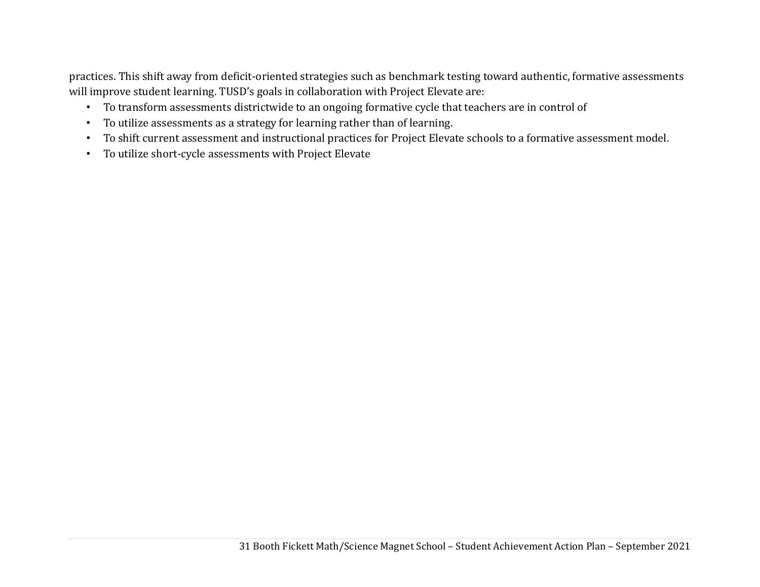practices. This shift away from deficit-oriented strategies such as benchmark testing toward authentic, formative assessments will improve student learning. TUSD's goals in collaboration with Project Elevate are:

- To transform assessments districtwide to an ongoing formative cycle that teachers are in control of
- To utilize assessments as a strategy for learning rather than of learning.
- To shift current assessment and instructional practices for Project Elevate schools to a formative assessment model.
- To utilize short-cycle assessments with Project Elevate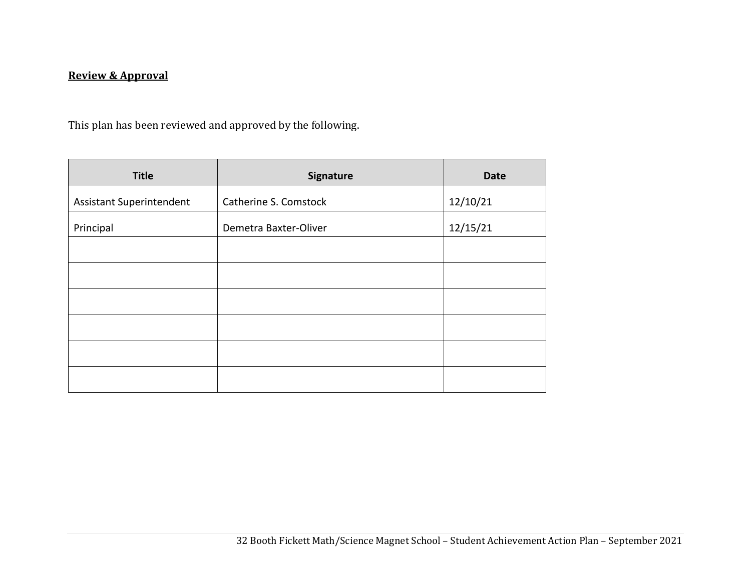**Review & Approval**

This plan has been reviewed and approved by the following.

| Title | Signature | Date |
|---|---|---|
| Assistant Superintendent | Catherine S. Comstock | 12/10/21 |
| Principal | Demetra Baxter-Oliver | 12/15/21 |
| | | |
| | | |
| | | |
| | | |
| | | |
| | | |